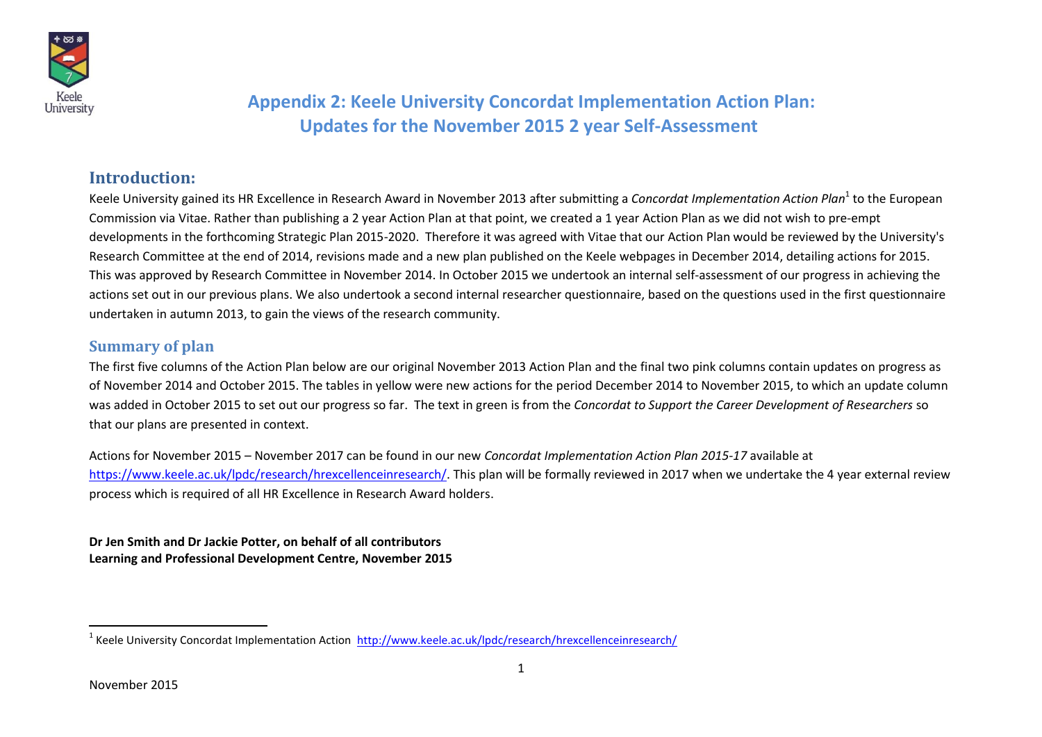# Appendix 2: Keele University Concordat Implementation Action Plan: Updates for the November 2015 2 year Self-Assessment

## Introduction:

Keele University gained its HR Excellence in Research Award in November 2013 after submitting a *Concordat Implementation Action Plan*[1] to the European Commission via Vitae. Rather than publishing a 2 year Action Plan at that point, we created a 1 year Action Plan as we did not wish to pre-empt developments in the forthcoming Strategic Plan 2015-2020. Therefore it was agreed with Vitae that our Action Plan would be reviewed by the University's Research Committee at the end of 2014, revisions made and a new plan published on the Keele webpages in December 2014, detailing actions for 2015. This was approved by Research Committee in November 2014. In October 2015 we undertook an internal self-assessment of our progress in achieving the actions set out in our previous plans. We also undertook a second internal researcher questionnaire, based on the questions used in the first questionnaire undertaken in autumn 2013, to gain the views of the research community.

## Summary of plan

The first five columns of the Action Plan below are our original November 2013 Action Plan and the final two pink columns contain updates on progress as of November 2014 and October 2015. The tables in yellow were new actions for the period December 2014 to November 2015, to which an update column was added in October 2015 to set out our progress so far. The text in green is from the *Concordat to Support the Career Development of Researchers* so that our plans are presented in context.

Actions for November 2015 – November 2017 can be found in our new *Concordat Implementation Action Plan 2015-17* available at https://www.keele.ac.uk/lpdc/research/hrexcellenceinresearch/. This plan will be formally reviewed in 2017 when we undertake the 4 year external review process which is required of all HR Excellence in Research Award holders.

**Dr Jen Smith and Dr Jackie Potter, on behalf of all contributors**
**Learning and Professional Development Centre, November 2015**

[1] Keele University Concordat Implementation Action http://www.keele.ac.uk/lpdc/research/hrexcellenceinresearch/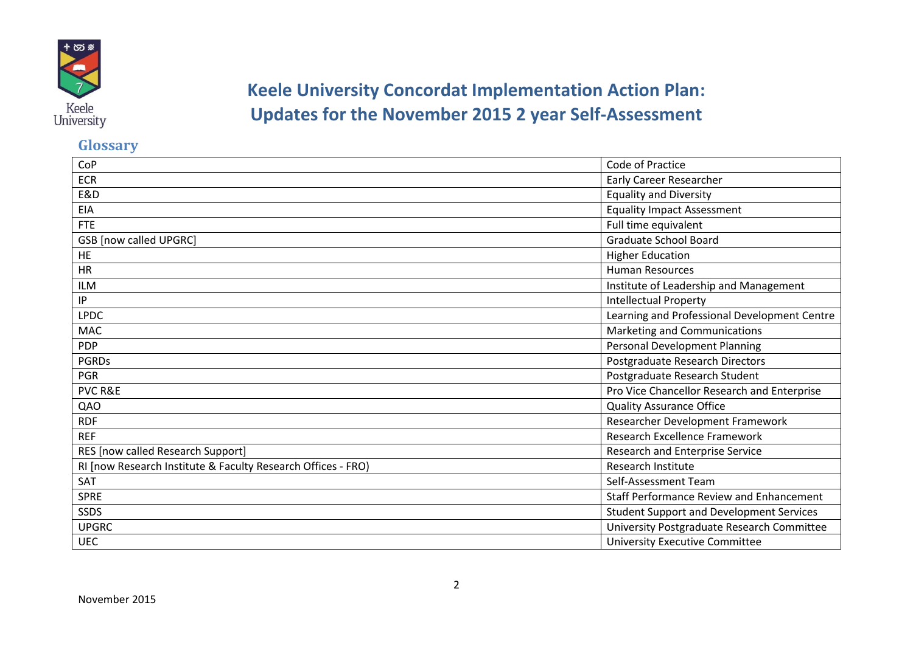# Keele University Concordat Implementation Action Plan: Updates for the November 2015 2 year Self-Assessment

## Glossary

| | |
|---|---|
| CoP | Code of Practice |
| ECR | Early Career Researcher |
| E&D | Equality and Diversity |
| EIA | Equality Impact Assessment |
| FTE | Full time equivalent |
| GSB [now called UPGRC] | Graduate School Board |
| HE | Higher Education |
| HR | Human Resources |
| ILM | Institute of Leadership and Management |
| IP | Intellectual Property |
| LPDC | Learning and Professional Development Centre |
| MAC | Marketing and Communications |
| PDP | Personal Development Planning |
| PGRDs | Postgraduate Research Directors |
| PGR | Postgraduate Research Student |
| PVC R&E | Pro Vice Chancellor Research and Enterprise |
| QAO | Quality Assurance Office |
| RDF | Researcher Development Framework |
| REF | Research Excellence Framework |
| RES [now called Research Support] | Research and Enterprise Service |
| RI [now Research Institute & Faculty Research Offices - FRO) | Research Institute |
| SAT | Self-Assessment Team |
| SPRE | Staff Performance Review and Enhancement |
| SSDS | Student Support and Development Services |
| UPGRC | University Postgraduate Research Committee |
| UEC | University Executive Committee |

November 2015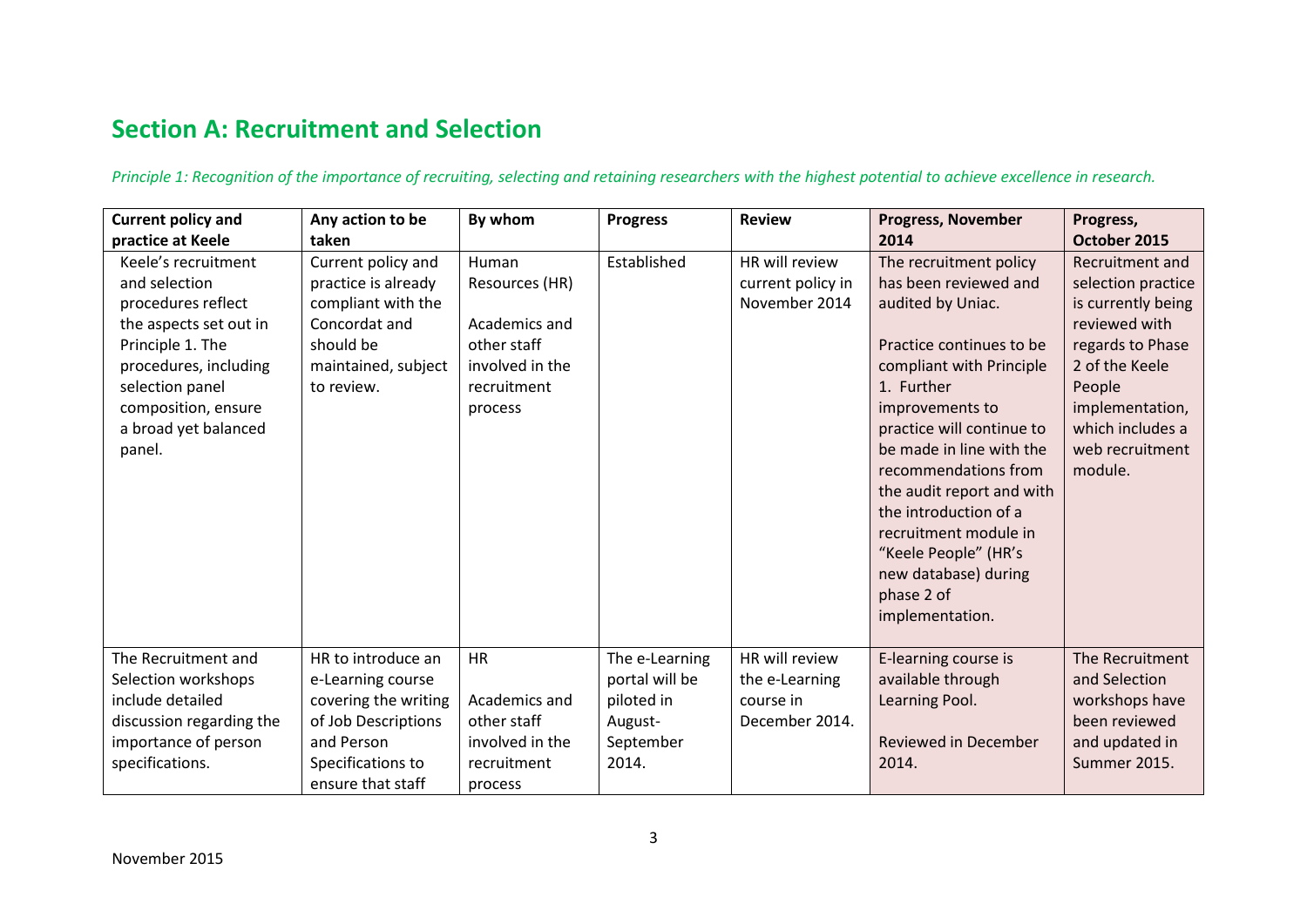## Section A: Recruitment and Selection

*Principle 1: Recognition of the importance of recruiting, selecting and retaining researchers with the highest potential to achieve excellence in research.*

| Current policy and practice at Keele | Any action to be taken | By whom | Progress | Review | Progress, November 2014 | Progress, October 2015 |
|---|---|---|---|---|---|---|
| Keele's recruitment and selection procedures reflect the aspects set out in Principle 1. The procedures, including selection panel composition, ensure a broad yet balanced panel. | Current policy and practice is already compliant with the Concordat and should be maintained, subject to review. | Human Resources (HR)<br><br>Academics and other staff involved in the recruitment process | Established | HR will review current policy in November 2014 | The recruitment policy has been reviewed and audited by Uniac.<br><br>Practice continues to be compliant with Principle 1. Further improvements to practice will continue to be made in line with the recommendations from the audit report and with the introduction of a recruitment module in "Keele People" (HR's new database) during phase 2 of implementation. | Recruitment and selection practice is currently being reviewed with regards to Phase 2 of the Keele People implementation, which includes a web recruitment module. |
| The Recruitment and Selection workshops include detailed discussion regarding the importance of person specifications. | HR to introduce an e-Learning course covering the writing of Job Descriptions and Person Specifications to ensure that staff | HR<br><br>Academics and other staff involved in the recruitment process | The e-Learning portal will be piloted in August-September 2014. | HR will review the e-Learning course in December 2014. | E-learning course is available through Learning Pool.<br><br>Reviewed in December 2014. | The Recruitment and Selection workshops have been reviewed and updated in Summer 2015. |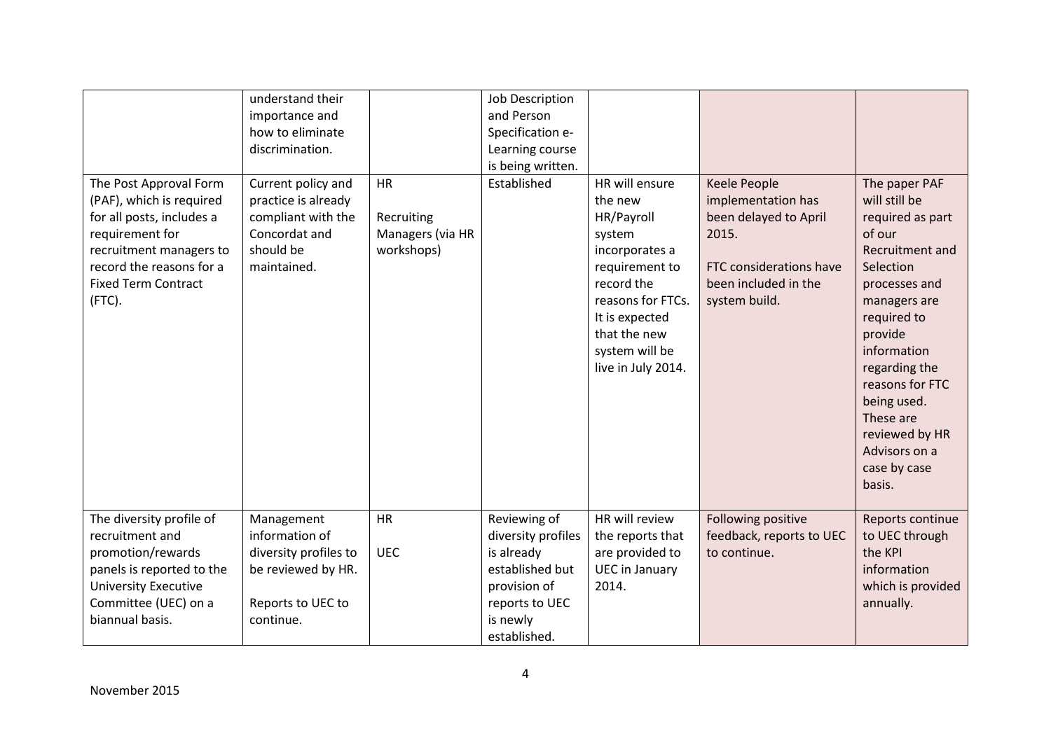|  |  |  |  |  |  |  |
|---|---|---|---|---|---|---|
|  | understand their importance and how to eliminate discrimination. |  | Job Description and Person Specification e-Learning course is being written. |  |  |  |
| The Post Approval Form (PAF), which is required for all posts, includes a requirement for recruitment managers to record the reasons for a Fixed Term Contract (FTC). | Current policy and practice is already compliant with the Concordat and should be maintained. | HR<br><br>Recruiting Managers (via HR workshops) | Established | HR will ensure the new HR/Payroll system incorporates a requirement to record the reasons for FTCs. It is expected that the new system will be live in July 2014. | Keele People implementation has been delayed to April 2015.<br><br>FTC considerations have been included in the system build. | The paper PAF will still be required as part of our Recruitment and Selection processes and managers are required to provide information regarding the reasons for FTC being used. These are reviewed by HR Advisors on a case by case basis. |
| The diversity profile of recruitment and promotion/rewards panels is reported to the University Executive Committee (UEC) on a biannual basis. | Management information of diversity profiles to be reviewed by HR.<br><br>Reports to UEC to continue. | HR<br><br>UEC | Reviewing of diversity profiles is already established but provision of reports to UEC is newly established. | HR will review the reports that are provided to UEC in January 2014. | Following positive feedback, reports to UEC to continue. | Reports continue to UEC through the KPI information which is provided annually. |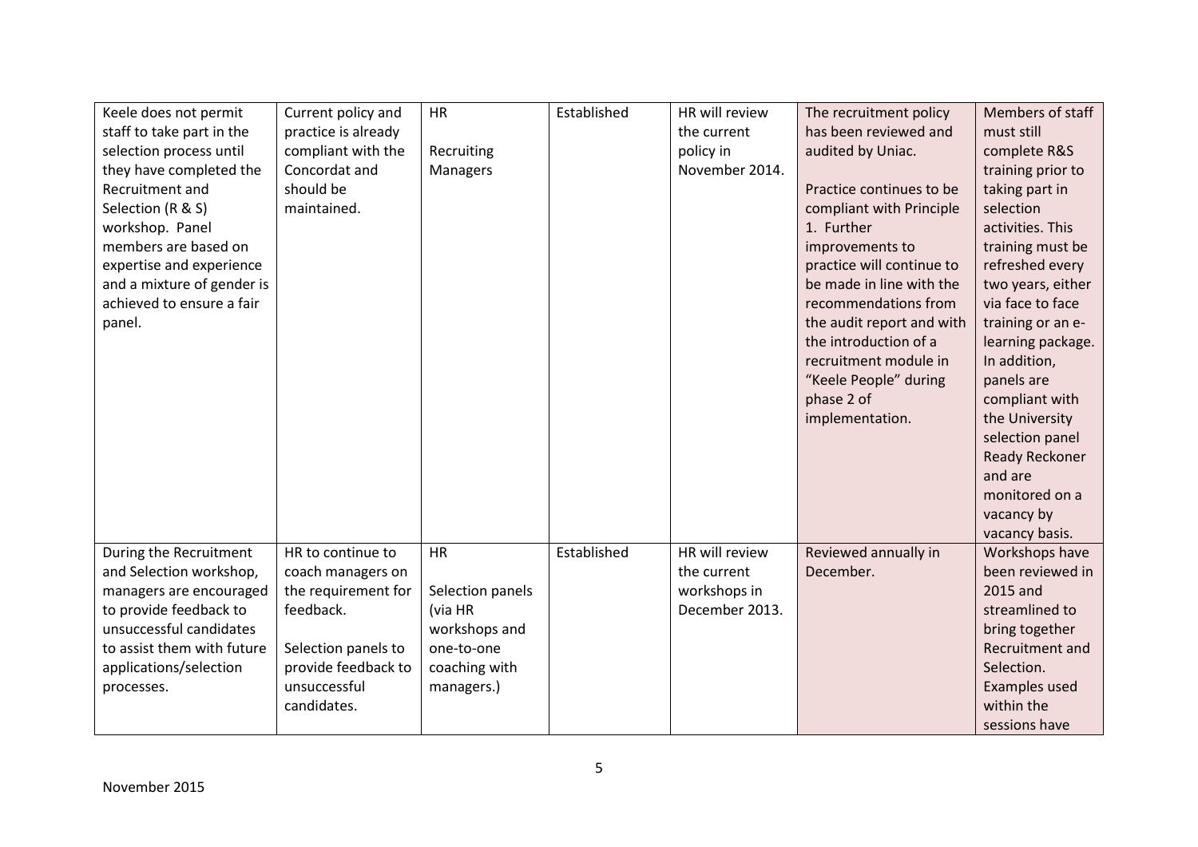| | | | | | | |
|---|---|---|---|---|---|---|
| Keele does not permit staff to take part in the selection process until they have completed the Recruitment and Selection (R & S) workshop. Panel members are based on expertise and experience and a mixture of gender is achieved to ensure a fair panel. | Current policy and practice is already compliant with the Concordat and should be maintained. | HR<br><br>Recruiting Managers | Established | HR will review the current policy in November 2014. | The recruitment policy has been reviewed and audited by Uniac.<br><br>Practice continues to be compliant with Principle 1. Further improvements to practice will continue to be made in line with the recommendations from the audit report and with the introduction of a recruitment module in "Keele People" during phase 2 of implementation. | Members of staff must still complete R&S training prior to taking part in selection activities. This training must be refreshed every two years, either via face to face training or an e-learning package. In addition, panels are compliant with the University selection panel Ready Reckoner and are monitored on a vacancy by vacancy basis. |
| During the Recruitment and Selection workshop, managers are encouraged to provide feedback to unsuccessful candidates to assist them with future applications/selection processes. | HR to continue to coach managers on the requirement for feedback.<br><br>Selection panels to provide feedback to unsuccessful candidates. | HR<br><br>Selection panels (via HR workshops and one-to-one coaching with managers.) | Established | HR will review the current workshops in December 2013. | Reviewed annually in December. | Workshops have been reviewed in 2015 and streamlined to bring together Recruitment and Selection. Examples used within the sessions have |

November 2015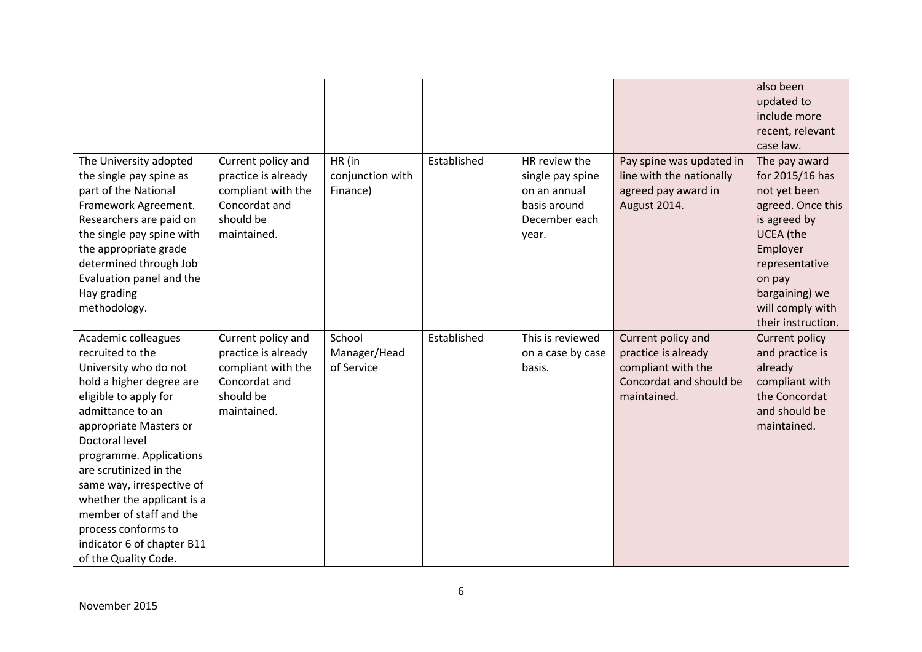| | | | | | | |
|---|---|---|---|---|---|---|
| | | | | | | also been updated to include more recent, relevant case law. |
| The University adopted the single pay spine as part of the National Framework Agreement. Researchers are paid on the single pay spine with the appropriate grade determined through Job Evaluation panel and the Hay grading methodology. | Current policy and practice is already compliant with the Concordat and should be maintained. | HR (in conjunction with Finance) | Established | HR review the single pay spine on an annual basis around December each year. | Pay spine was updated in line with the nationally agreed pay award in August 2014. | The pay award for 2015/16 has not yet been agreed. Once this is agreed by UCEA (the Employer representative on pay bargaining) we will comply with their instruction. |
| Academic colleagues recruited to the University who do not hold a higher degree are eligible to apply for admittance to an appropriate Masters or Doctoral level programme. Applications are scrutinized in the same way, irrespective of whether the applicant is a member of staff and the process conforms to indicator 6 of chapter B11 of the Quality Code. | Current policy and practice is already compliant with the Concordat and should be maintained. | School Manager/Head of Service | Established | This is reviewed on a case by case basis. | Current policy and practice is already compliant with the Concordat and should be maintained. | Current policy and practice is already compliant with the Concordat and should be maintained. |

November 2015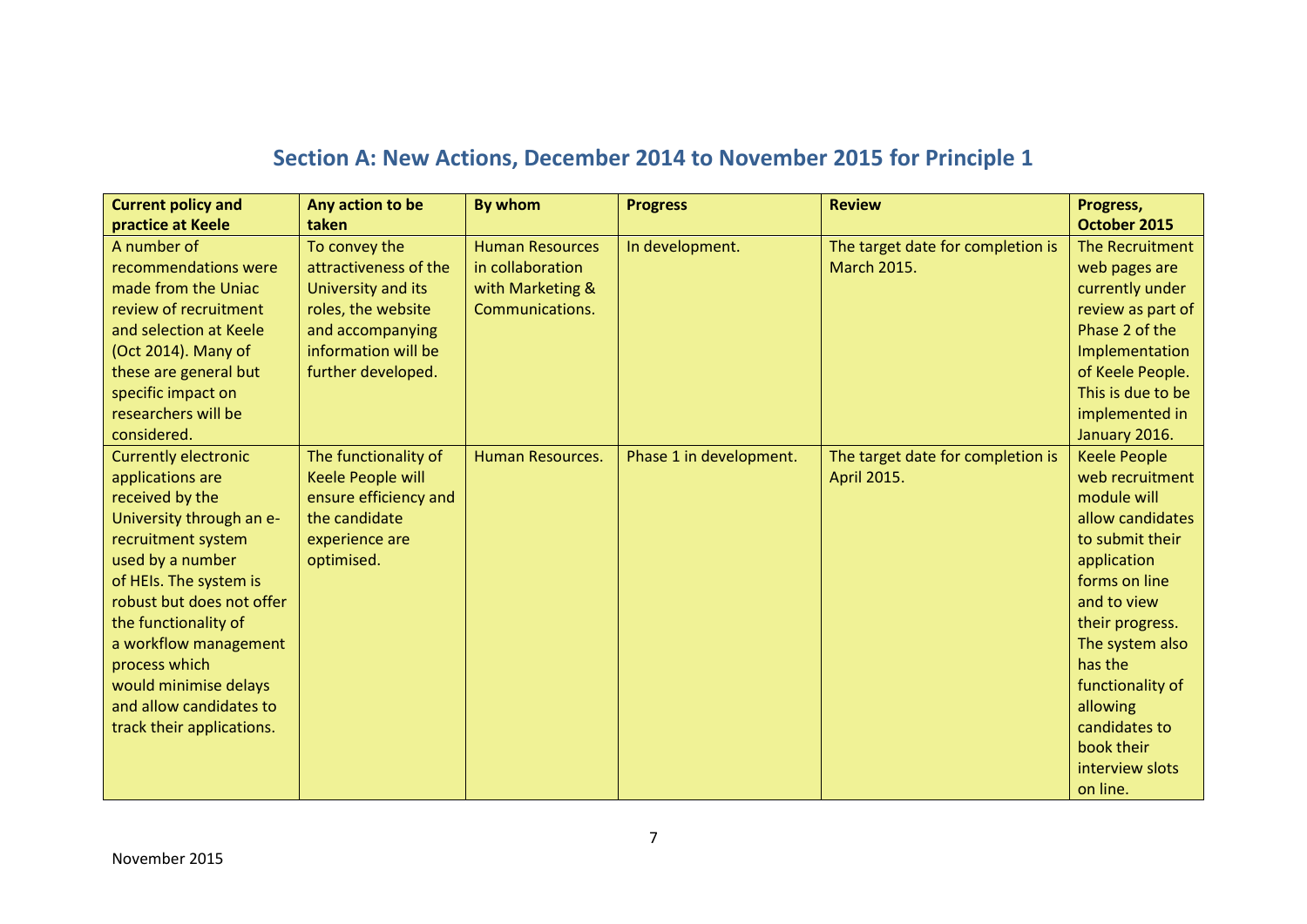## Section A: New Actions, December 2014 to November 2015 for Principle 1

| Current policy and practice at Keele | Any action to be taken | By whom | Progress | Review | Progress, October 2015 |
|---|---|---|---|---|---|
| A number of recommendations were made from the Uniac review of recruitment and selection at Keele (Oct 2014). Many of these are general but specific impact on researchers will be considered. | To convey the attractiveness of the University and its roles, the website and accompanying information will be further developed. | Human Resources in collaboration with Marketing & Communications. | In development. | The target date for completion is March 2015. | The Recruitment web pages are currently under review as part of Phase 2 of the Implementation of Keele People. This is due to be implemented in January 2016. |
| Currently electronic applications are received by the University through an e-recruitment system used by a number of HEIs. The system is robust but does not offer the functionality of a workflow management process which would minimise delays and allow candidates to track their applications. | The functionality of Keele People will ensure efficiency and the candidate experience are optimised. | Human Resources. | Phase 1 in development. | The target date for completion is April 2015. | Keele People web recruitment module will allow candidates to submit their application forms on line and to view their progress. The system also has the functionality of allowing candidates to book their interview slots on line. |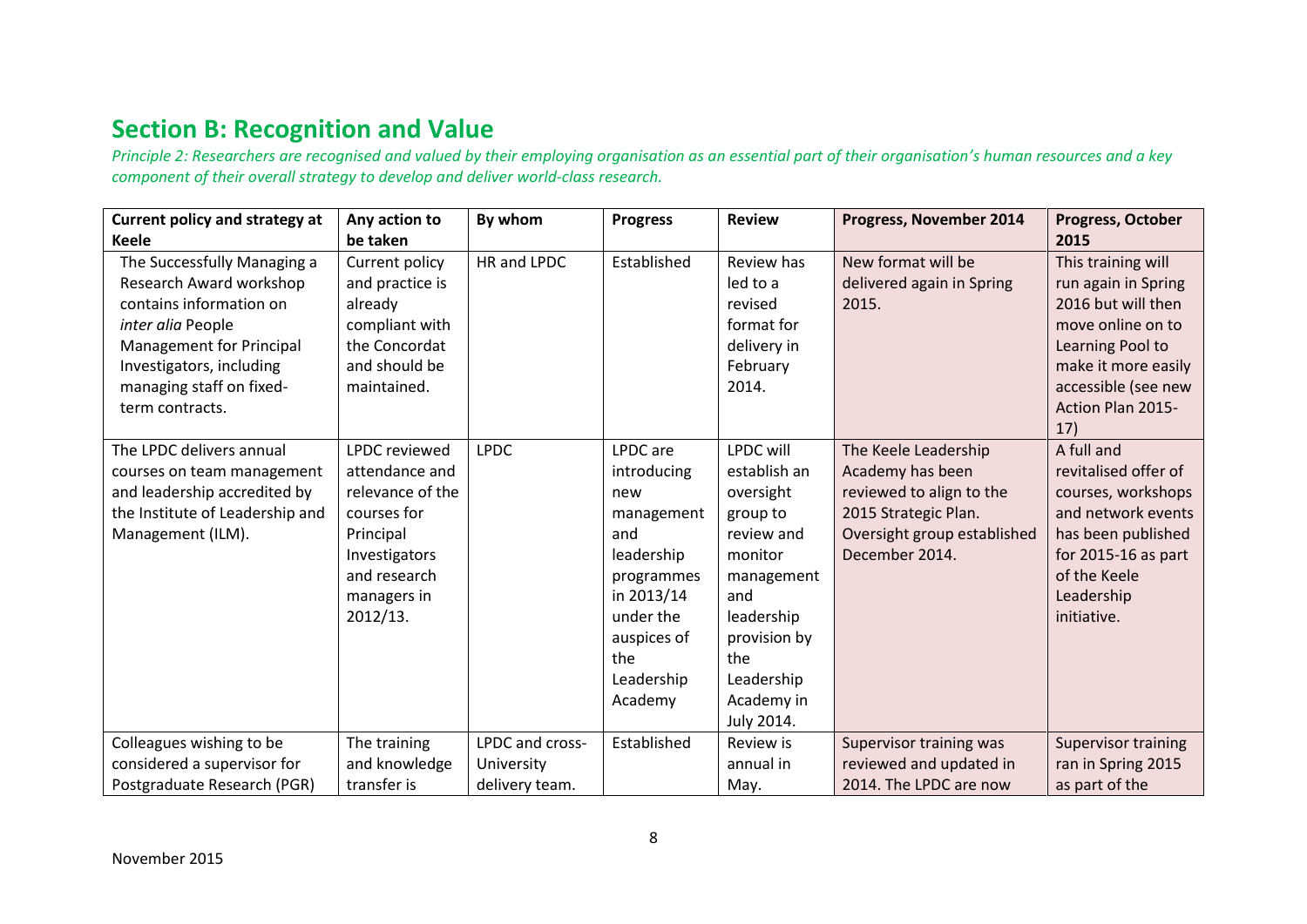## Section B: Recognition and Value

*Principle 2: Researchers are recognised and valued by their employing organisation as an essential part of their organisation's human resources and a key component of their overall strategy to develop and deliver world-class research.*

| Current policy and strategy at Keele | Any action to be taken | By whom | Progress | Review | Progress, November 2014 | Progress, October 2015 |
|---|---|---|---|---|---|---|
| The Successfully Managing a Research Award workshop contains information on *inter alia* People Management for Principal Investigators, including managing staff on fixed-term contracts. | Current policy and practice is already compliant with the Concordat and should be maintained. | HR and LPDC | Established | Review has led to a revised format for delivery in February 2014. | New format will be delivered again in Spring 2015. | This training will run again in Spring 2016 but will then move online on to Learning Pool to make it more easily accessible (see new Action Plan 2015-17) |
| The LPDC delivers annual courses on team management and leadership accredited by the Institute of Leadership and Management (ILM). | LPDC reviewed attendance and relevance of the courses for Principal Investigators and research managers in 2012/13. | LPDC | LPDC are introducing new management and leadership programmes in 2013/14 under the auspices of the Leadership Academy | LPDC will establish an oversight group to review and monitor management and leadership provision by the Leadership Academy in July 2014. | The Keele Leadership Academy has been reviewed to align to the 2015 Strategic Plan. Oversight group established December 2014. | A full and revitalised offer of courses, workshops and network events has been published for 2015-16 as part of the Keele Leadership initiative. |
| Colleagues wishing to be considered a supervisor for Postgraduate Research (PGR) | The training and knowledge transfer is | LPDC and cross-University delivery team. | Established | Review is annual in May. | Supervisor training was reviewed and updated in 2014. The LPDC are now | Supervisor training ran in Spring 2015 as part of the |

November 2015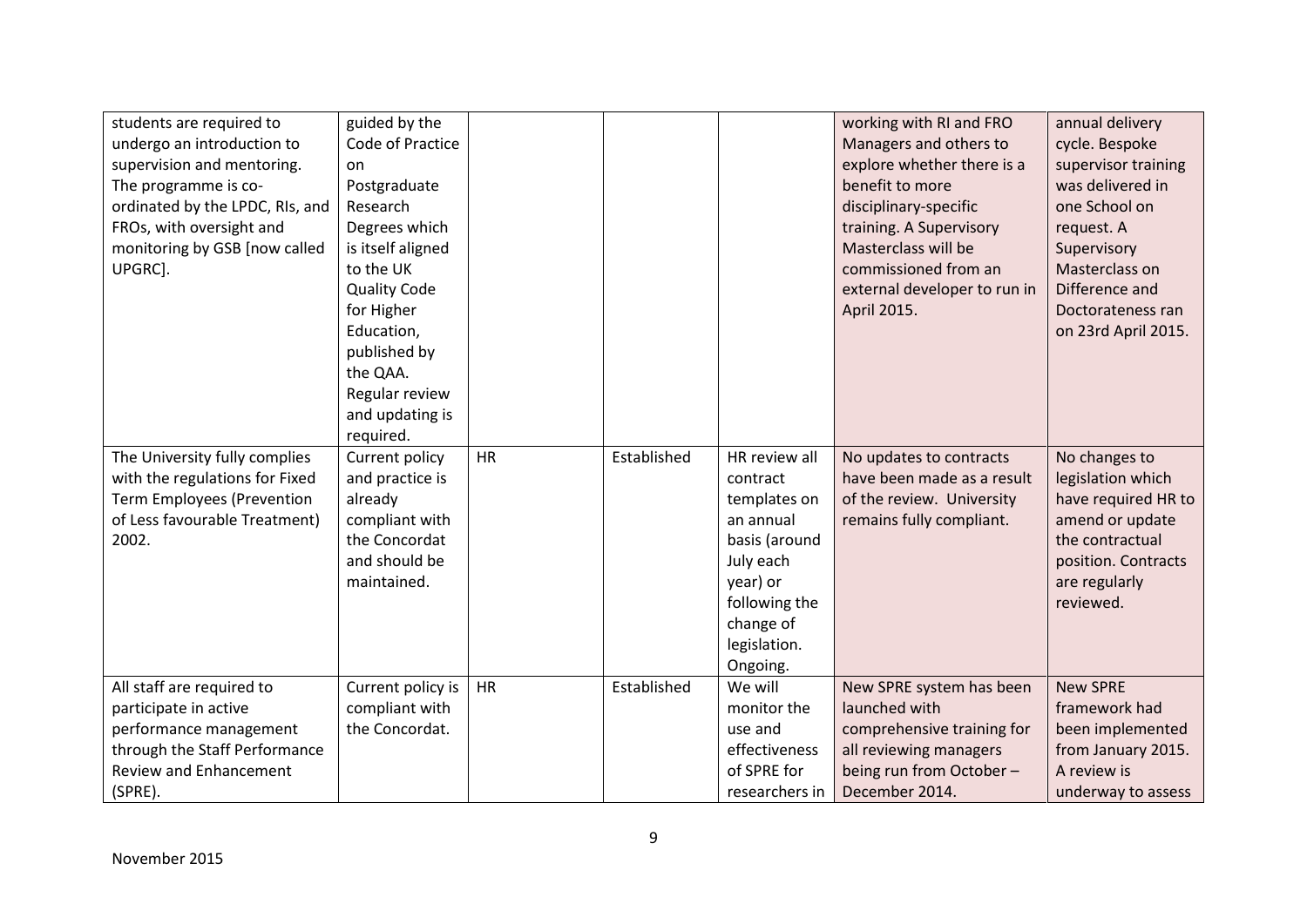| | | | | | | |
|---|---|---|---|---|---|---|
| students are required to undergo an introduction to supervision and mentoring. The programme is co-ordinated by the LPDC, RIs, and FROs, with oversight and monitoring by GSB [now called UPGRC]. | guided by the Code of Practice on Postgraduate Research Degrees which is itself aligned to the UK Quality Code for Higher Education, published by the QAA. Regular review and updating is required. | | | | working with RI and FRO Managers and others to explore whether there is a benefit to more disciplinary-specific training. A Supervisory Masterclass will be commissioned from an external developer to run in April 2015. | annual delivery cycle. Bespoke supervisor training was delivered in one School on request. A Supervisory Masterclass on Difference and Doctorateness ran on 23rd April 2015. |
| The University fully complies with the regulations for Fixed Term Employees (Prevention of Less favourable Treatment) 2002. | Current policy and practice is already compliant with the Concordat and should be maintained. | HR | Established | HR review all contract templates on an annual basis (around July each year) or following the change of legislation. Ongoing. | No updates to contracts have been made as a result of the review. University remains fully compliant. | No changes to legislation which have required HR to amend or update the contractual position. Contracts are regularly reviewed. |
| All staff are required to participate in active performance management through the Staff Performance Review and Enhancement (SPRE). | Current policy is compliant with the Concordat. | HR | Established | We will monitor the use and effectiveness of SPRE for researchers in | New SPRE system has been launched with comprehensive training for all reviewing managers being run from October – December 2014. | New SPRE framework had been implemented from January 2015. A review is underway to assess |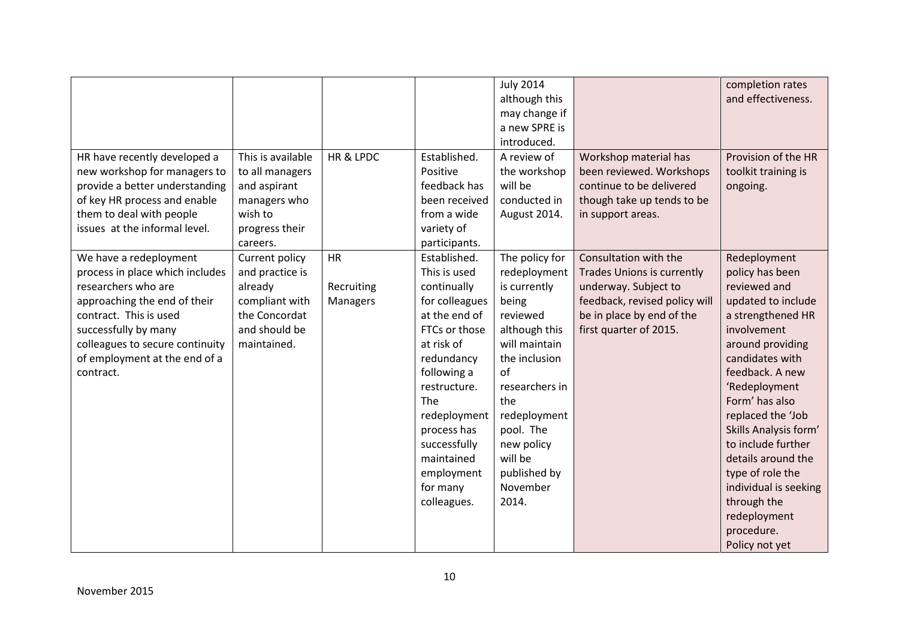| | | | | July 2014 although this may change if a new SPRE is introduced. | | completion rates and effectiveness. |
|---|---|---|---|---|---|---|
| HR have recently developed a new workshop for managers to provide a better understanding of key HR process and enable them to deal with people issues at the informal level. | This is available to all managers and aspirant managers who wish to progress their careers. | HR & LPDC | Established. Positive feedback has been received from a wide variety of participants. | A review of the workshop will be conducted in August 2014. | Workshop material has been reviewed. Workshops continue to be delivered though take up tends to be in support areas. | Provision of the HR toolkit training is ongoing. |
| We have a redeployment process in place which includes researchers who are approaching the end of their contract. This is used successfully by many colleagues to secure continuity of employment at the end of a contract. | Current policy and practice is already compliant with the Concordat and should be maintained. | HR<br><br>Recruiting Managers | Established. This is used continually for colleagues at the end of FTCs or those at risk of redundancy following a restructure. The redeployment process has successfully maintained employment for many colleagues. | The policy for redeployment is currently being reviewed although this will maintain the inclusion of researchers in the redeployment pool. The new policy will be published by November 2014. | Consultation with the Trades Unions is currently underway. Subject to feedback, revised policy will be in place by end of the first quarter of 2015. | Redeployment policy has been reviewed and updated to include a strengthened HR involvement around providing candidates with feedback. A new 'Redeployment Form' has also replaced the 'Job Skills Analysis form' to include further details around the type of role the individual is seeking through the redeployment procedure.<br>Policy not yet |

November 2015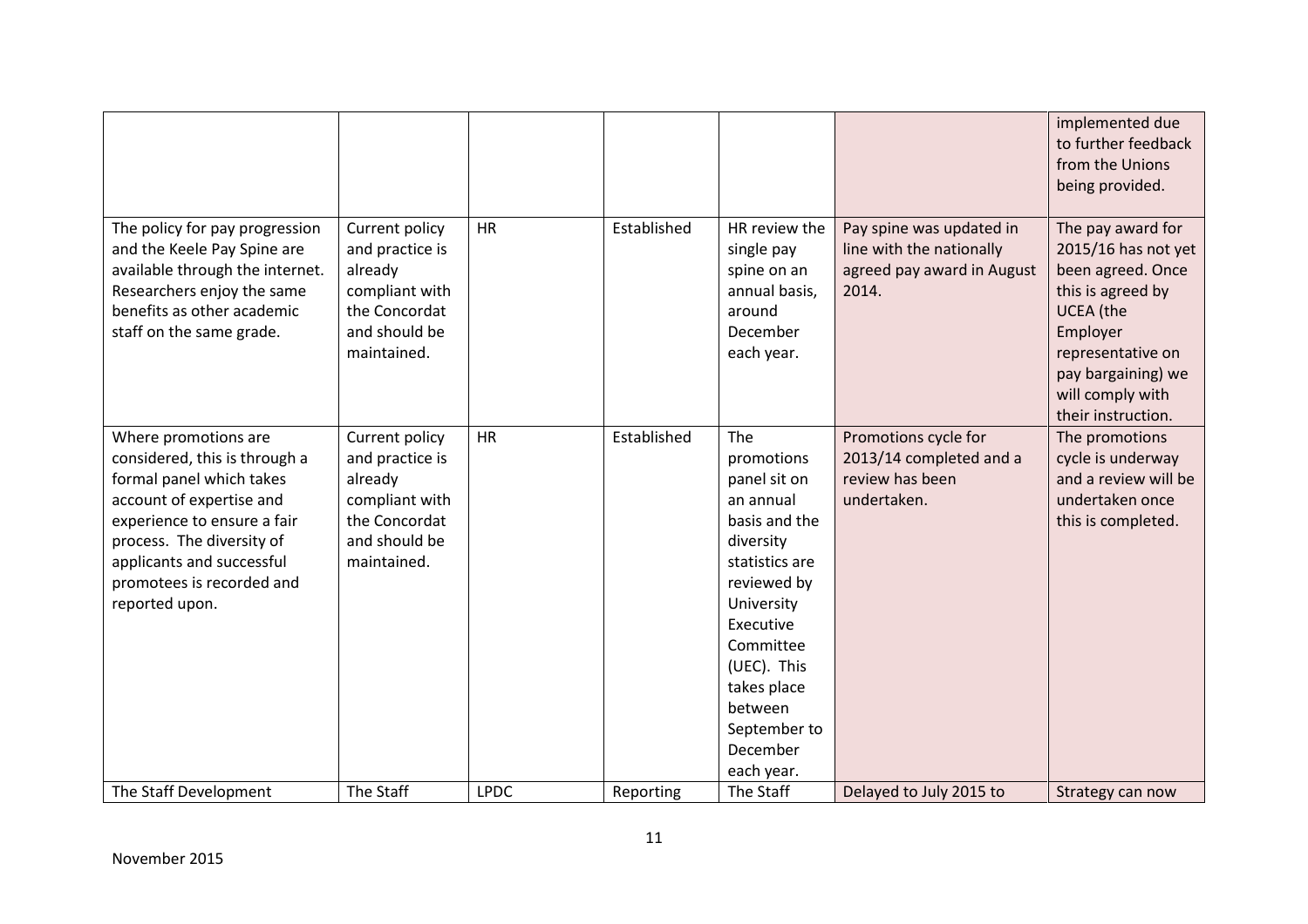| | | | | | | implemented due to further feedback from the Unions being provided. |
|---|---|---|---|---|---|---|
| The policy for pay progression and the Keele Pay Spine are available through the internet. Researchers enjoy the same benefits as other academic staff on the same grade. | Current policy and practice is already compliant with the Concordat and should be maintained. | HR | Established | HR review the single pay spine on an annual basis, around December each year. | Pay spine was updated in line with the nationally agreed pay award in August 2014. | The pay award for 2015/16 has not yet been agreed. Once this is agreed by UCEA (the Employer representative on pay bargaining) we will comply with their instruction. |
| Where promotions are considered, this is through a formal panel which takes account of expertise and experience to ensure a fair process. The diversity of applicants and successful promotees is recorded and reported upon. | Current policy and practice is already compliant with the Concordat and should be maintained. | HR | Established | The promotions panel sit on an annual basis and the diversity statistics are reviewed by University Executive Committee (UEC). This takes place between September to December each year. | Promotions cycle for 2013/14 completed and a review has been undertaken. | The promotions cycle is underway and a review will be undertaken once this is completed. |
| The Staff Development | The Staff | LPDC | Reporting | The Staff | Delayed to July 2015 to | Strategy can now |

November 2015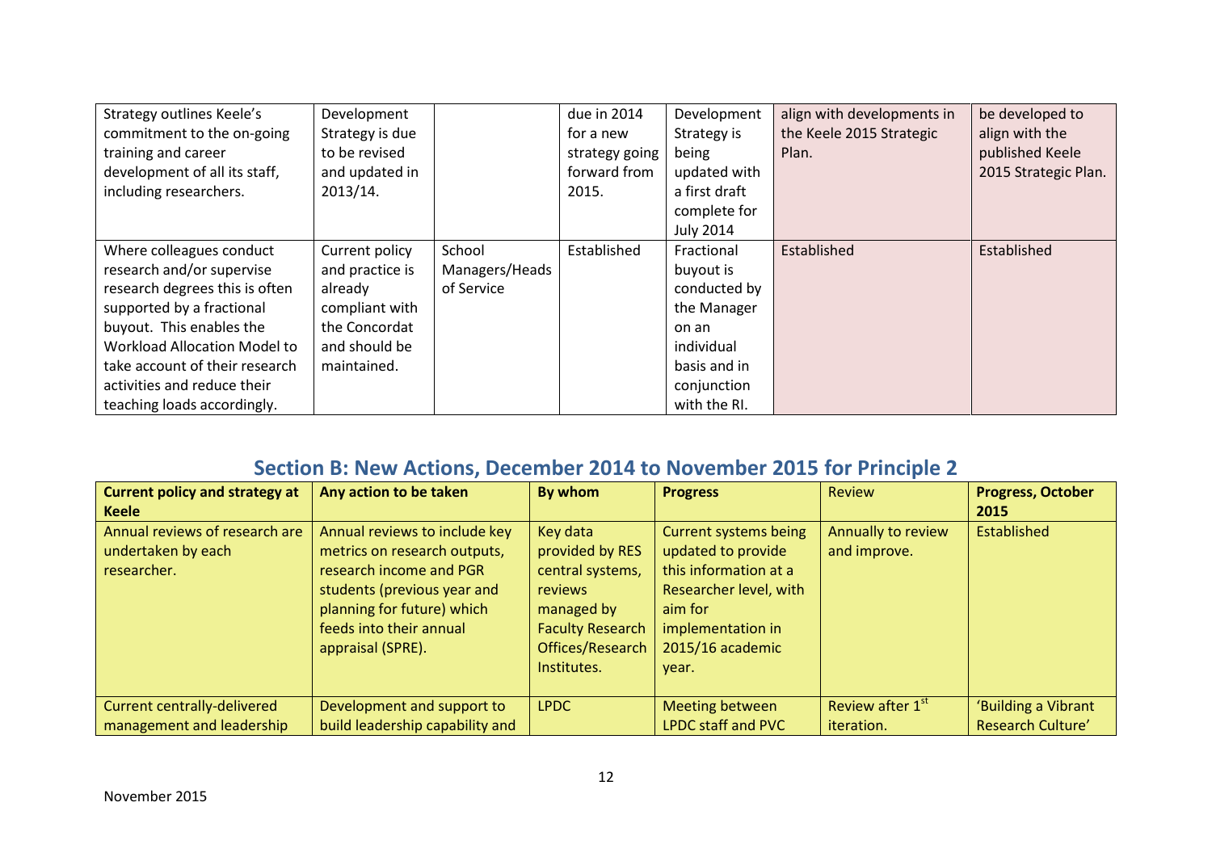| | | | | | | |
|---|---|---|---|---|---|---|
| Strategy outlines Keele's commitment to the on-going training and career development of all its staff, including researchers. | Development Strategy is due to be revised and updated in 2013/14. | | due in 2014 for a new strategy going forward from 2015. | Development Strategy is being updated with a first draft complete for July 2014 | align with developments in the Keele 2015 Strategic Plan. | be developed to align with the published Keele 2015 Strategic Plan. |
| Where colleagues conduct research and/or supervise research degrees this is often supported by a fractional buyout. This enables the Workload Allocation Model to take account of their research activities and reduce their teaching loads accordingly. | Current policy and practice is already compliant with the Concordat and should be maintained. | School Managers/Heads of Service | Established | Fractional buyout is conducted by the Manager on an individual basis and in conjunction with the RI. | Established | Established |

## Section B: New Actions, December 2014 to November 2015 for Principle 2

| **Current policy and strategy at Keele** | **Any action to be taken** | **By whom** | **Progress** | Review | **Progress, October 2015** |
|---|---|---|---|---|---|
| Annual reviews of research are undertaken by each researcher. | Annual reviews to include key metrics on research outputs, research income and PGR students (previous year and planning for future) which feeds into their annual appraisal (SPRE). | Key data provided by RES central systems, reviews managed by Faculty Research Offices/Research Institutes. | Current systems being updated to provide this information at a Researcher level, with aim for implementation in 2015/16 academic year. | Annually to review and improve. | Established |
| Current centrally-delivered management and leadership | Development and support to build leadership capability and | LPDC | Meeting between LPDC staff and PVC | Review after 1st iteration. | 'Building a Vibrant Research Culture' |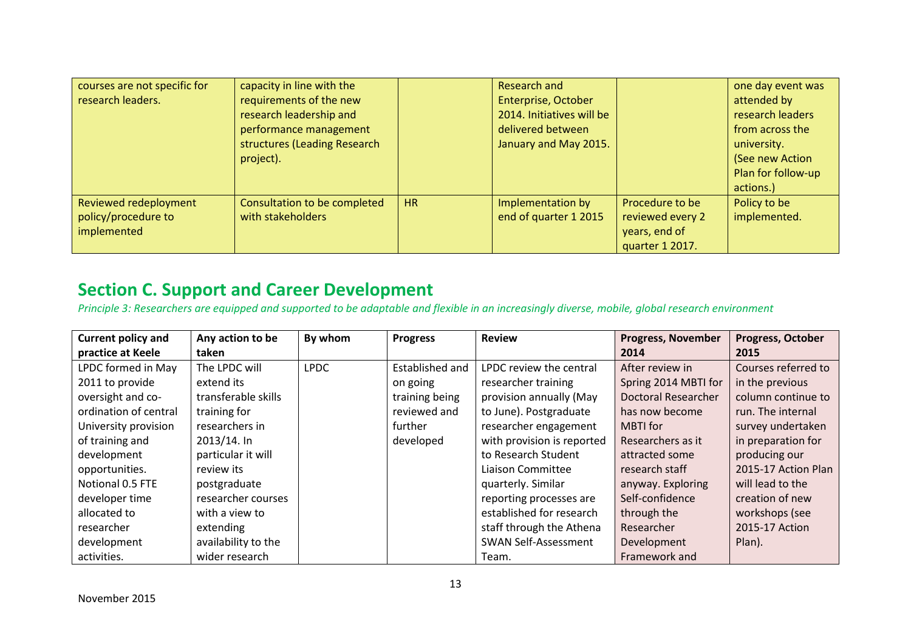| | | | | | |
|---|---|---|---|---|---|
| courses are not specific for research leaders. | capacity in line with the requirements of the new research leadership and performance management structures (Leading Research project). | | Research and Enterprise, October 2014. Initiatives will be delivered between January and May 2015. | | one day event was attended by research leaders from across the university. (See new Action Plan for follow-up actions.) |
| Reviewed redeployment policy/procedure to implemented | Consultation to be completed with stakeholders | HR | Implementation by end of quarter 1 2015 | Procedure to be reviewed every 2 years, end of quarter 1 2017. | Policy to be implemented. |

## Section C. Support and Career Development

*Principle 3: Researchers are equipped and supported to be adaptable and flexible in an increasingly diverse, mobile, global research environment*

| Current policy and practice at Keele | Any action to be taken | By whom | Progress | Review | Progress, November 2014 | Progress, October 2015 |
|---|---|---|---|---|---|---|
| LPDC formed in May 2011 to provide oversight and co-ordination of central University provision of training and development opportunities. Notional 0.5 FTE developer time allocated to researcher development activities. | The LPDC will extend its transferable skills training for researchers in 2013/14. In particular it will review its postgraduate researcher courses with a view to extending availability to the wider research | LPDC | Established and on going training being reviewed and further developed | LPDC review the central researcher training provision annually (May to June). Postgraduate researcher engagement with provision is reported to Research Student Liaison Committee quarterly. Similar reporting processes are established for research staff through the Athena SWAN Self-Assessment Team. | After review in Spring 2014 MBTI for Doctoral Researcher has now become MBTI for Researchers as it attracted some research staff anyway. Exploring Self-confidence through the Researcher Development Framework and | Courses referred to in the previous column continue to run. The internal survey undertaken in preparation for producing our 2015-17 Action Plan will lead to the creation of new workshops (see 2015-17 Action Plan). |

November 2015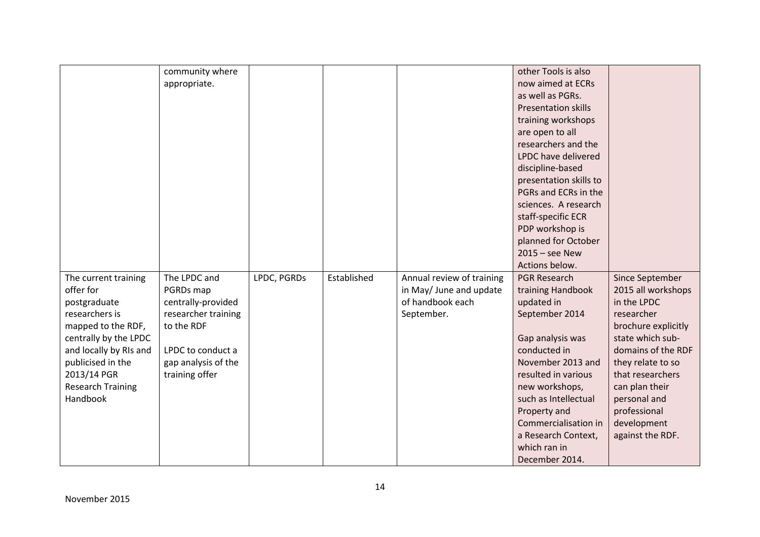| | | | | | | |
|---|---|---|---|---|---|---|
| | community where appropriate. | | | | other Tools is also now aimed at ECRs as well as PGRs. Presentation skills training workshops are open to all researchers and the LPDC have delivered discipline-based presentation skills to PGRs and ECRs in the sciences. A research staff-specific ECR PDP workshop is planned for October 2015 – see New Actions below. | |
| The current training offer for postgraduate researchers is mapped to the RDF, centrally by the LPDC and locally by RIs and publicised in the 2013/14 PGR Research Training Handbook | The LPDC and PGRDs map centrally-provided researcher training to the RDF<br><br>LPDC to conduct a gap analysis of the training offer | LPDC, PGRDs | Established | Annual review of training in May/ June and update of handbook each September. | PGR Research training Handbook updated in September 2014<br><br>Gap analysis was conducted in November 2013 and resulted in various new workshops, such as Intellectual Property and Commercialisation in a Research Context, which ran in December 2014. | Since September 2015 all workshops in the LPDC researcher brochure explicitly state which sub-domains of the RDF they relate to so that researchers can plan their personal and professional development against the RDF. |

November 2015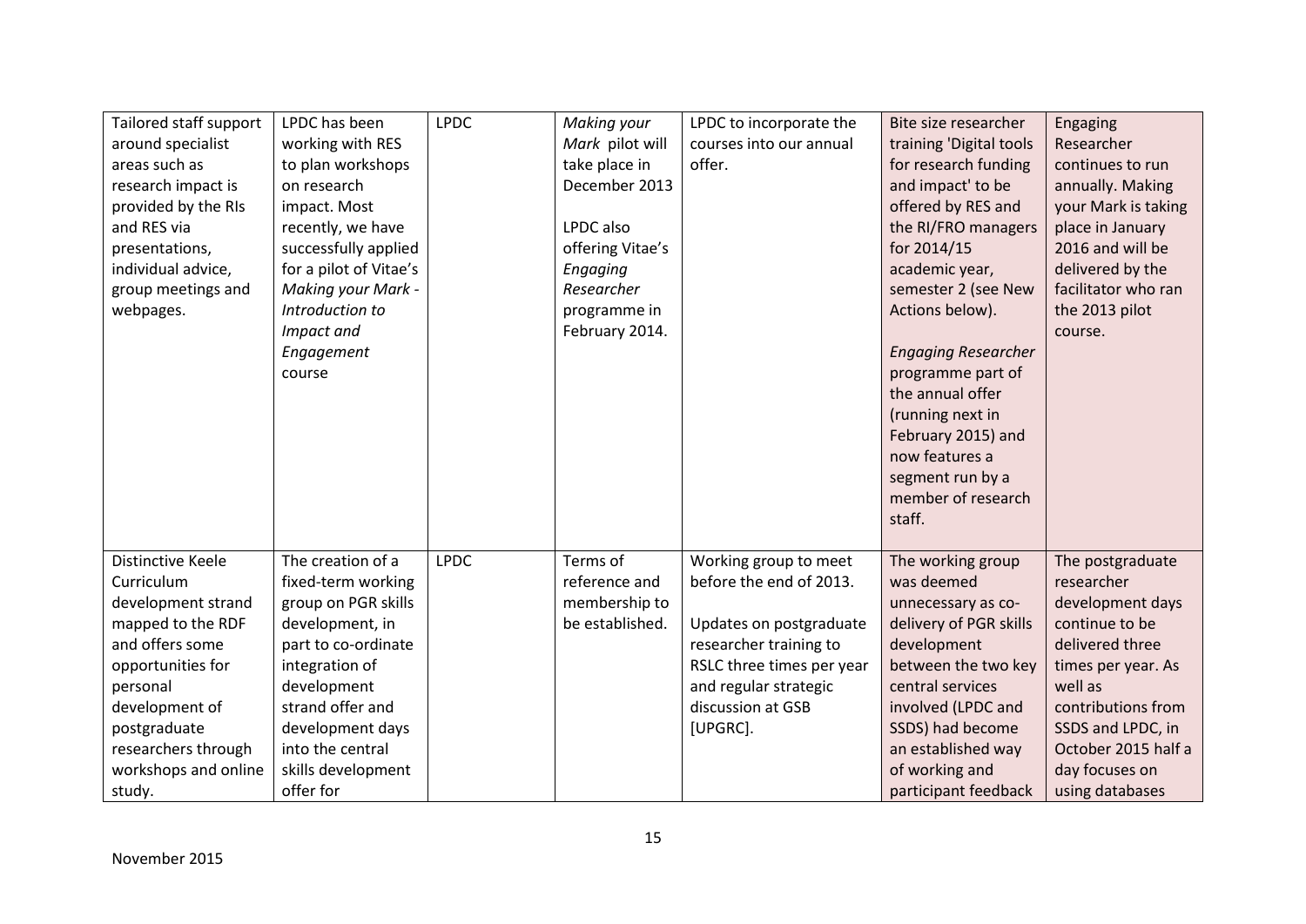| | | | | | | |
|---|---|---|---|---|---|---|
| Tailored staff support around specialist areas such as research impact is provided by the RIs and RES via presentations, individual advice, group meetings and webpages. | LPDC has been working with RES to plan workshops on research impact. Most recently, we have successfully applied for a pilot of Vitae's *Making your Mark - Introduction to Impact and Engagement* course | LPDC | *Making your Mark* pilot will take place in December 2013<br><br>LPDC also offering Vitae's *Engaging Researcher* programme in February 2014. | LPDC to incorporate the courses into our annual offer. | Bite size researcher training 'Digital tools for research funding and impact' to be offered by RES and the RI/FRO managers for 2014/15 academic year, semester 2 (see New Actions below).<br><br>*Engaging Researcher* programme part of the annual offer (running next in February 2015) and now features a segment run by a member of research staff. | Engaging Researcher continues to run annually. Making your Mark is taking place in January 2016 and will be delivered by the facilitator who ran the 2013 pilot course. |
| Distinctive Keele Curriculum development strand mapped to the RDF and offers some opportunities for personal development of postgraduate researchers through workshops and online study. | The creation of a fixed-term working group on PGR skills development, in part to co-ordinate integration of development strand offer and development days into the central skills development offer for | LPDC | Terms of reference and membership to be established. | Working group to meet before the end of 2013.<br><br>Updates on postgraduate researcher training to RSLC three times per year and regular strategic discussion at GSB [UPGRC]. | The working group was deemed unnecessary as co-delivery of PGR skills development between the two key central services involved (LPDC and SSDS) had become an established way of working and participant feedback | The postgraduate researcher development days continue to be delivered three times per year. As well as contributions from SSDS and LPDC, in October 2015 half a day focuses on using databases |

November 2015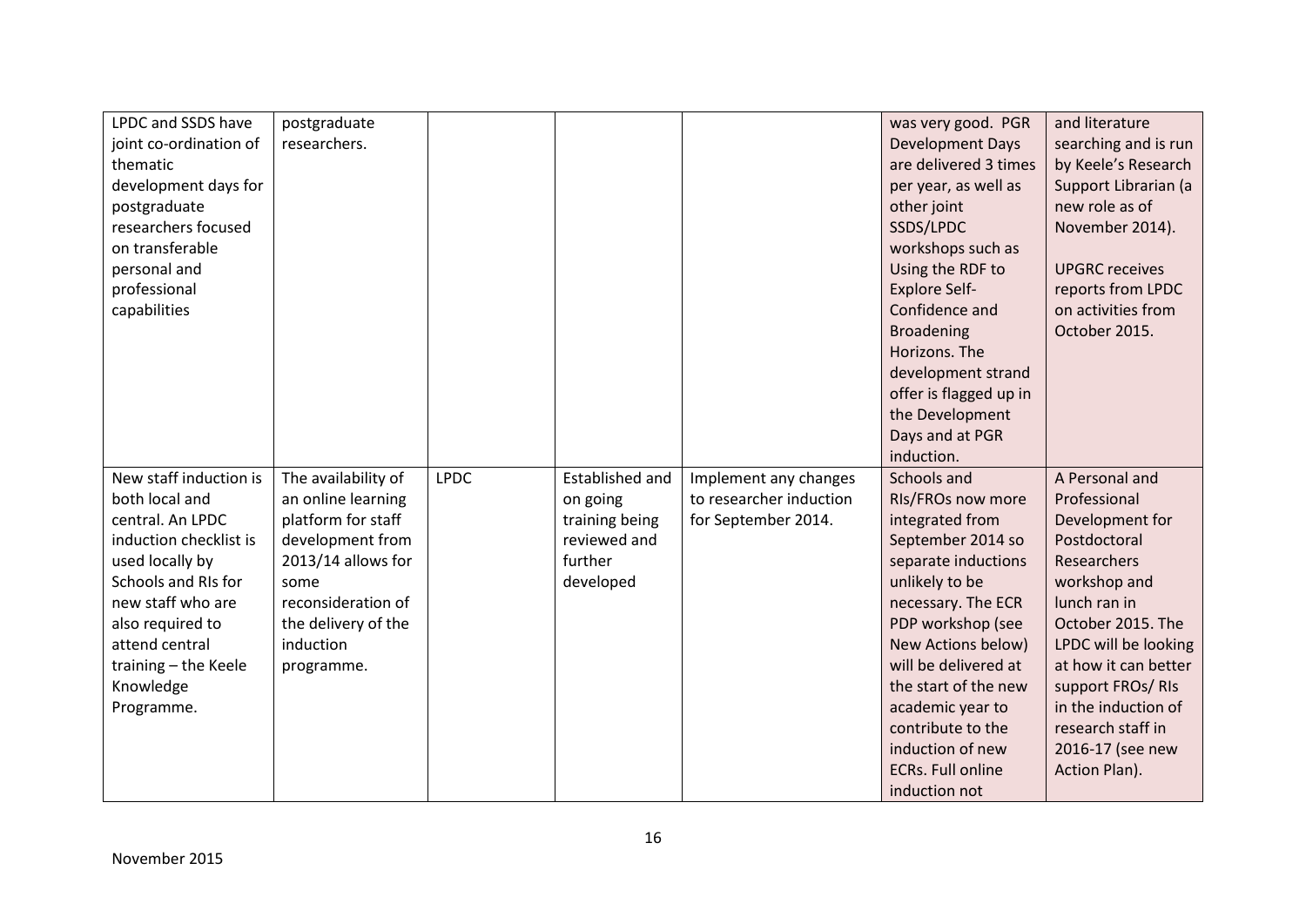| | | | | | | |
|---|---|---|---|---|---|---|
| LPDC and SSDS have joint co-ordination of thematic development days for postgraduate researchers focused on transferable personal and professional capabilities | postgraduate researchers. | | | | was very good. PGR Development Days are delivered 3 times per year, as well as other joint SSDS/LPDC workshops such as Using the RDF to Explore Self-Confidence and Broadening Horizons. The development strand offer is flagged up in the Development Days and at PGR induction. | and literature searching and is run by Keele's Research Support Librarian (a new role as of November 2014).<br><br>UPGRC receives reports from LPDC on activities from October 2015. |
| New staff induction is both local and central. An LPDC induction checklist is used locally by Schools and RIs for new staff who are also required to attend central training – the Keele Knowledge Programme. | The availability of an online learning platform for staff development from 2013/14 allows for some reconsideration of the delivery of the induction programme. | LPDC | Established and on going training being reviewed and further developed | Implement any changes to researcher induction for September 2014. | Schools and RIs/FROs now more integrated from September 2014 so separate inductions unlikely to be necessary. The ECR PDP workshop (see New Actions below) will be delivered at the start of the new academic year to contribute to the induction of new ECRs. Full online induction not | A Personal and Professional Development for Postdoctoral Researchers workshop and lunch ran in October 2015. The LPDC will be looking at how it can better support FROs/ RIs in the induction of research staff in 2016-17 (see new Action Plan). |

November 2015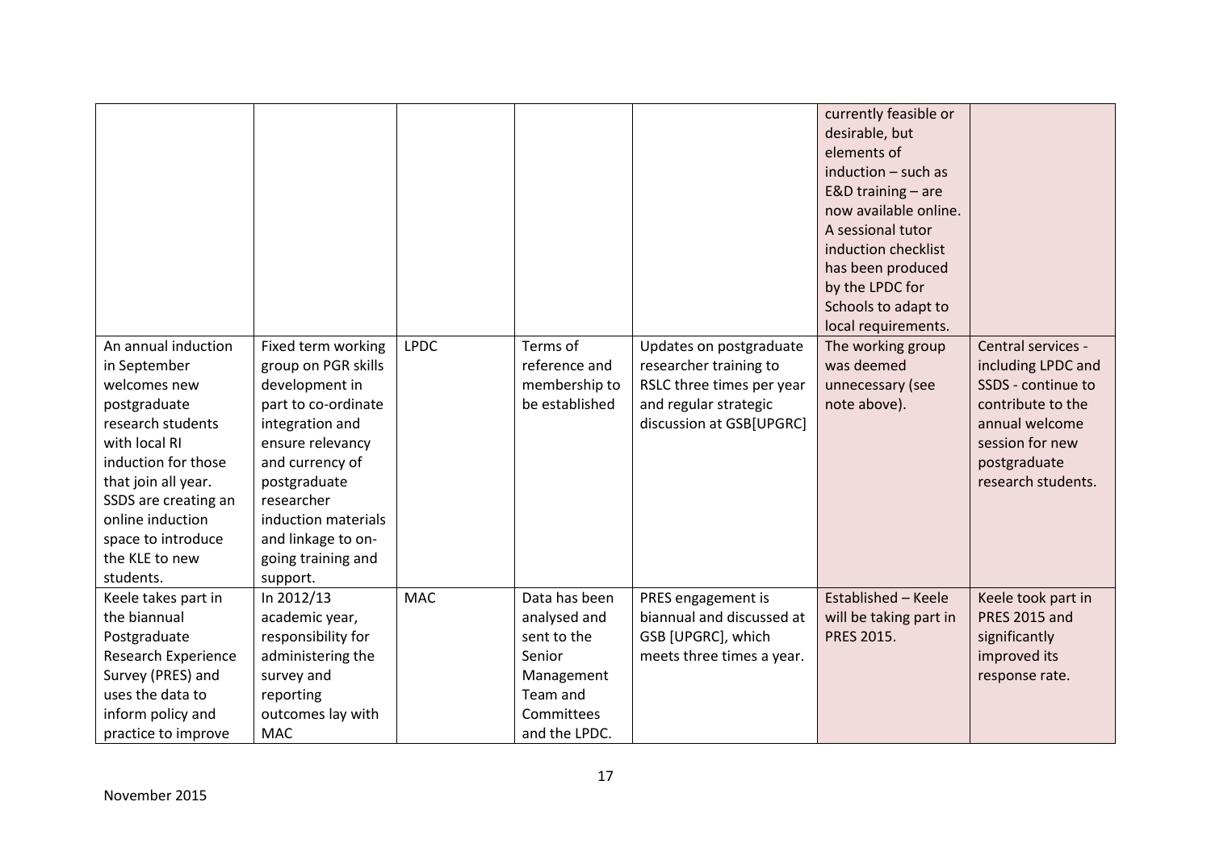|  |  |  |  |  | currently feasible or desirable, but elements of induction – such as E&D training – are now available online. A sessional tutor induction checklist has been produced by the LPDC for Schools to adapt to local requirements. |  |
|---|---|---|---|---|---|---|
| An annual induction in September welcomes new postgraduate research students with local RI induction for those that join all year. SSDS are creating an online induction space to introduce the KLE to new students. | Fixed term working group on PGR skills development in part to co-ordinate integration and ensure relevancy and currency of postgraduate researcher induction materials and linkage to on-going training and support. | LPDC | Terms of reference and membership to be established | Updates on postgraduate researcher training to RSLC three times per year and regular strategic discussion at GSB[UPGRC] | The working group was deemed unnecessary (see note above). | Central services - including LPDC and SSDS - continue to contribute to the annual welcome session for new postgraduate research students. |
| Keele takes part in the biannual Postgraduate Research Experience Survey (PRES) and uses the data to inform policy and practice to improve | In 2012/13 academic year, responsibility for administering the survey and reporting outcomes lay with MAC | MAC | Data has been analysed and sent to the Senior Management Team and Committees and the LPDC. | PRES engagement is biannual and discussed at GSB [UPGRC], which meets three times a year. | Established – Keele will be taking part in PRES 2015. | Keele took part in PRES 2015 and significantly improved its response rate. |

November 2015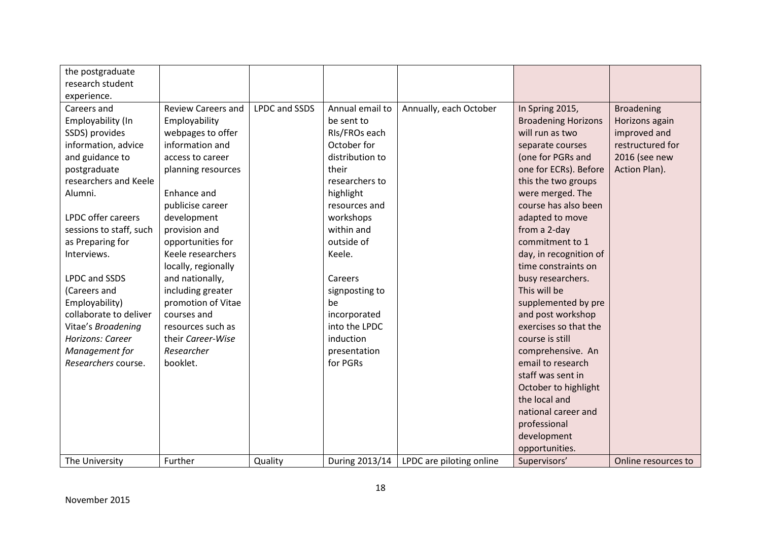| | | | | | | |
|---|---|---|---|---|---|---|
| the postgraduate research student experience. | | | | | | |
| Careers and Employability (In SSDS) provides information, advice and guidance to postgraduate researchers and Keele Alumni.<br><br>LPDC offer careers sessions to staff, such as Preparing for Interviews.<br><br>LPDC and SSDS (Careers and Employability) collaborate to deliver Vitae's *Broadening Horizons: Career Management for Researchers* course. | Review Careers and Employability webpages to offer information and access to career planning resources<br><br>Enhance and publicise career development provision and opportunities for Keele researchers locally, regionally and nationally, including greater promotion of Vitae courses and resources such as their *Career-Wise Researcher* booklet. | LPDC and SSDS | Annual email to be sent to RIs/FROs each October for distribution to their researchers to highlight resources and workshops within and outside of Keele.<br><br>Careers signposting to be incorporated into the LPDC induction presentation for PGRs | Annually, each October | In Spring 2015, Broadening Horizons will run as two separate courses (one for PGRs and one for ECRs). Before this the two groups were merged. The course has also been adapted to move from a 2-day commitment to 1 day, in recognition of time constraints on busy researchers. This will be supplemented by pre and post workshop exercises so that the course is still comprehensive. An email to research staff was sent in October to highlight the local and national career and professional development opportunities. | Broadening Horizons again improved and restructured for 2016 (see new Action Plan). |
| The University | Further | Quality | During 2013/14 | LPDC are piloting online | Supervisors' | Online resources to |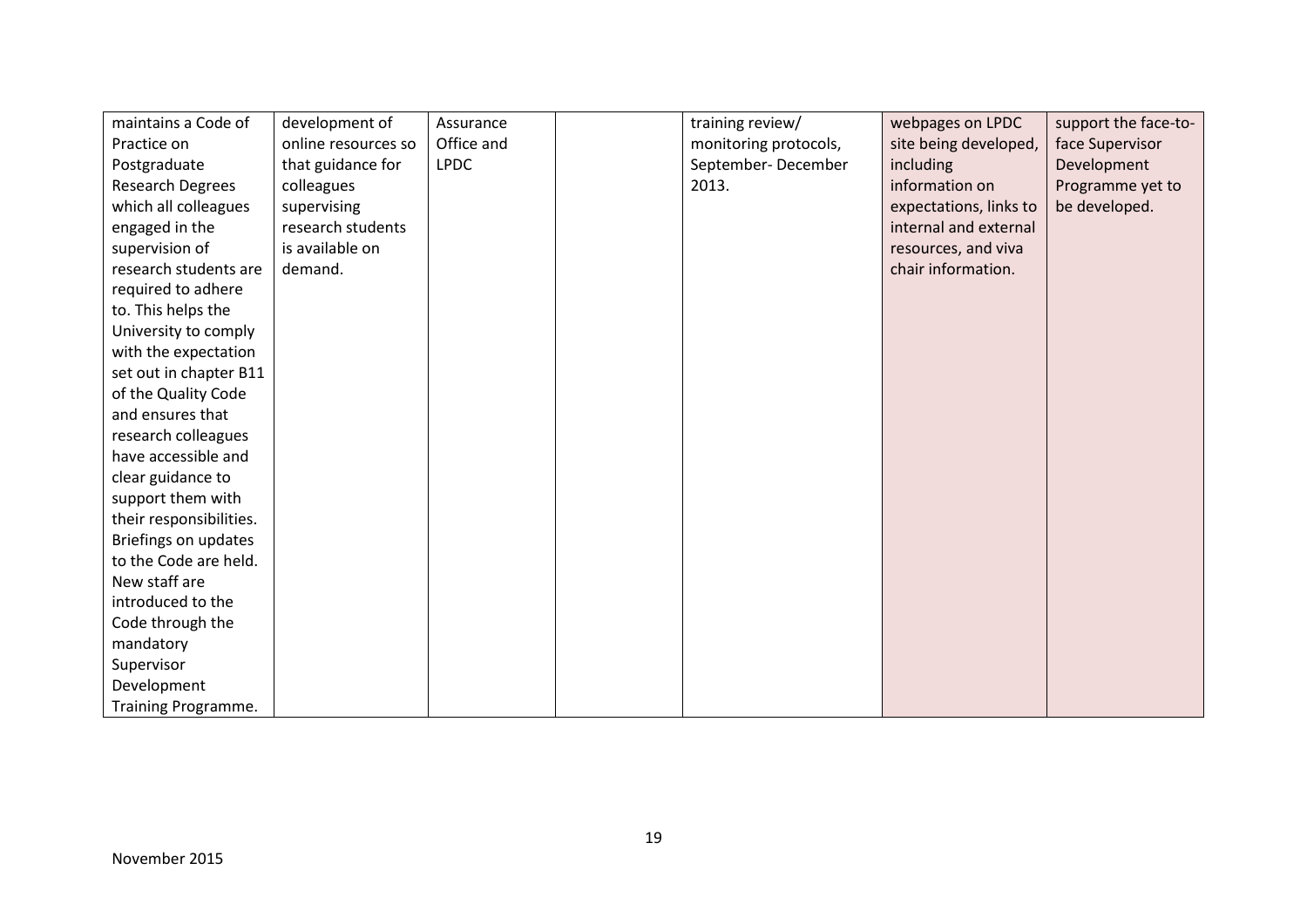| | | | | | | |
|---|---|---|---|---|---|---|
| maintains a Code of Practice on Postgraduate Research Degrees which all colleagues engaged in the supervision of research students are required to adhere to. This helps the University to comply with the expectation set out in chapter B11 of the Quality Code and ensures that research colleagues have accessible and clear guidance to support them with their responsibilities. Briefings on updates to the Code are held. New staff are introduced to the Code through the mandatory Supervisor Development Training Programme. | development of online resources so that guidance for colleagues supervising research students is available on demand. | Assurance Office and LPDC | | training review/ monitoring protocols, September- December 2013. | webpages on LPDC site being developed, including information on expectations, links to internal and external resources, and viva chair information. | support the face-to-face Supervisor Development Programme yet to be developed. |

November 2015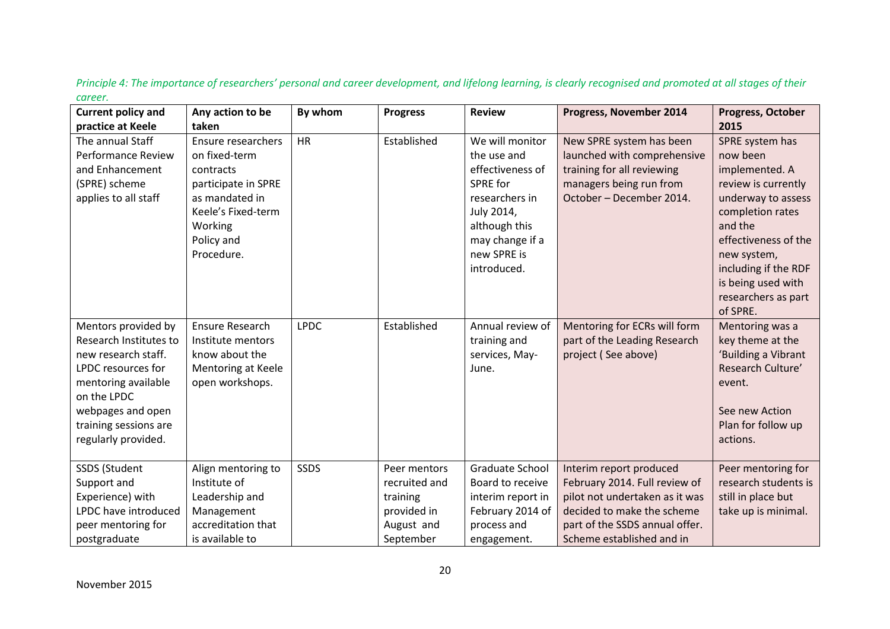*Principle 4: The importance of researchers' personal and career development, and lifelong learning, is clearly recognised and promoted at all stages of their career.*

| Current policy and practice at Keele | Any action to be taken | By whom | Progress | Review | Progress, November 2014 | Progress, October 2015 |
|---|---|---|---|---|---|---|
| The annual Staff Performance Review and Enhancement (SPRE) scheme applies to all staff | Ensure researchers on fixed-term contracts participate in SPRE as mandated in Keele's Fixed-term Working Policy and Procedure. | HR | Established | We will monitor the use and effectiveness of SPRE for researchers in July 2014, although this may change if a new SPRE is introduced. | New SPRE system has been launched with comprehensive training for all reviewing managers being run from October – December 2014. | SPRE system has now been implemented. A review is currently underway to assess completion rates and the effectiveness of the new system, including if the RDF is being used with researchers as part of SPRE. |
| Mentors provided by Research Institutes to new research staff. LPDC resources for mentoring available on the LPDC webpages and open training sessions are regularly provided. | Ensure Research Institute mentors know about the Mentoring at Keele open workshops. | LPDC | Established | Annual review of training and services, May-June. | Mentoring for ECRs will form part of the Leading Research project ( See above) | Mentoring was a key theme at the 'Building a Vibrant Research Culture' event.<br><br>See new Action Plan for follow up actions. |
| SSDS (Student Support and Experience) with LPDC have introduced peer mentoring for postgraduate | Align mentoring to Institute of Leadership and Management accreditation that is available to | SSDS | Peer mentors recruited and training provided in August and September | Graduate School Board to receive interim report in February 2014 of process and engagement. | Interim report produced February 2014. Full review of pilot not undertaken as it was decided to make the scheme part of the SSDS annual offer. Scheme established and in | Peer mentoring for research students is still in place but take up is minimal. |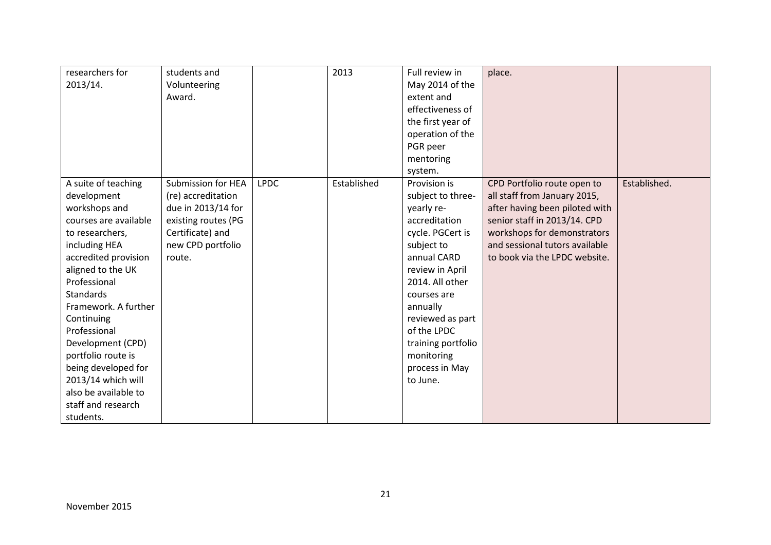| | | | | | | |
|---|---|---|---|---|---|---|
| researchers for 2013/14. | students and Volunteering Award. | | 2013 | Full review in May 2014 of the extent and effectiveness of the first year of operation of the PGR peer mentoring system. | place. | |
| A suite of teaching development workshops and courses are available to researchers, including HEA accredited provision aligned to the UK Professional Standards Framework. A further Continuing Professional Development (CPD) portfolio route is being developed for 2013/14 which will also be available to staff and research students. | Submission for HEA (re) accreditation due in 2013/14 for existing routes (PG Certificate) and new CPD portfolio route. | LPDC | Established | Provision is subject to three-yearly re-accreditation cycle. PGCert is subject to annual CARD review in April 2014. All other courses are annually reviewed as part of the LPDC training portfolio monitoring process in May to June. | CPD Portfolio route open to all staff from January 2015, after having been piloted with senior staff in 2013/14. CPD workshops for demonstrators and sessional tutors available to book via the LPDC website. | Established. |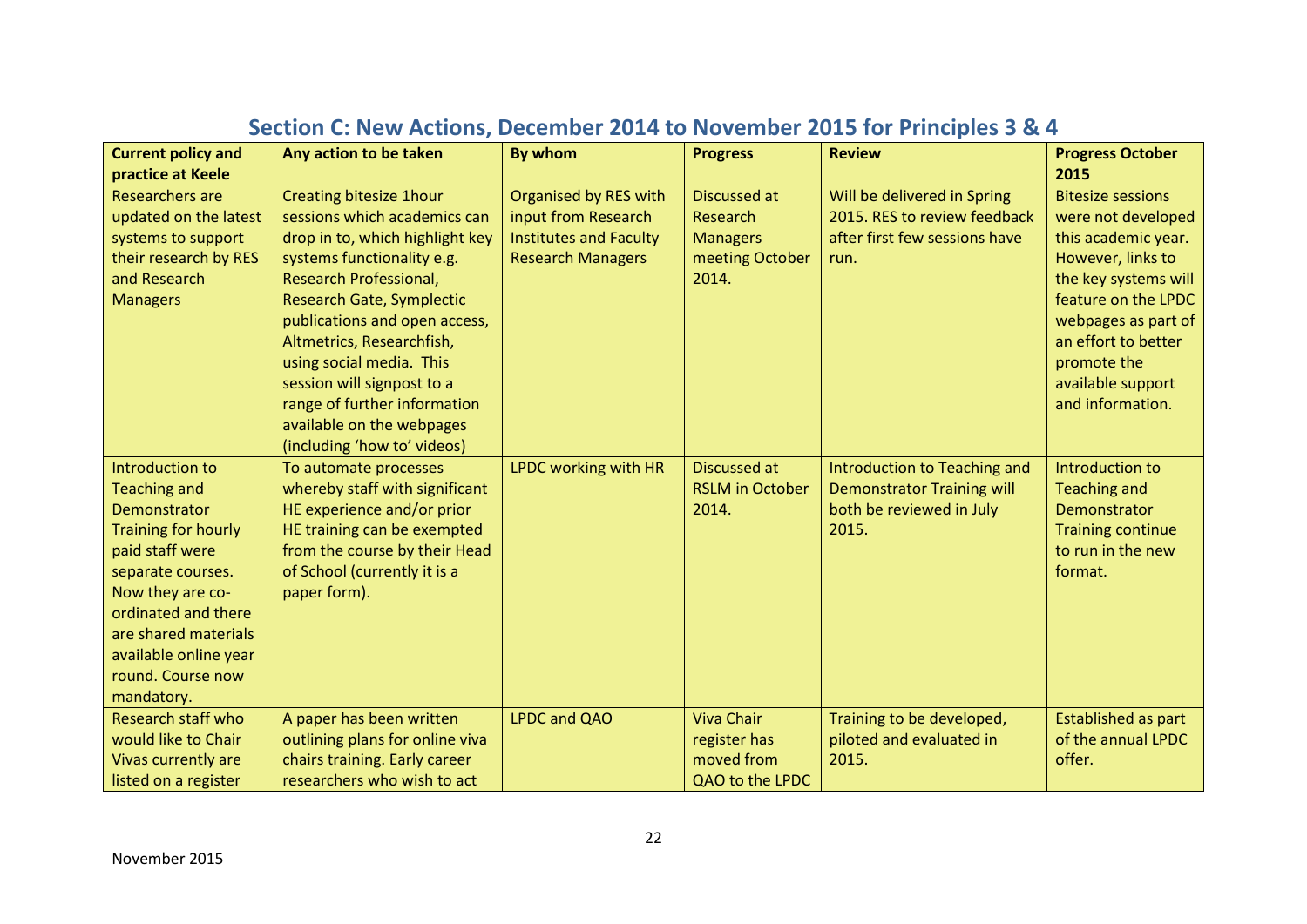## Section C: New Actions, December 2014 to November 2015 for Principles 3 & 4

| Current policy and practice at Keele | Any action to be taken | By whom | Progress | Review | Progress October 2015 |
|---|---|---|---|---|---|
| Researchers are updated on the latest systems to support their research by RES and Research Managers | Creating bitesize 1hour sessions which academics can drop in to, which highlight key systems functionality e.g. Research Professional, Research Gate, Symplectic publications and open access, Altmetrics, Researchfish, using social media. This session will signpost to a range of further information available on the webpages (including 'how to' videos) | Organised by RES with input from Research Institutes and Faculty Research Managers | Discussed at Research Managers meeting October 2014. | Will be delivered in Spring 2015. RES to review feedback after first few sessions have run. | Bitesize sessions were not developed this academic year. However, links to the key systems will feature on the LPDC webpages as part of an effort to better promote the available support and information. |
| Introduction to Teaching and Demonstrator Training for hourly paid staff were separate courses. Now they are co-ordinated and there are shared materials available online year round. Course now mandatory. | To automate processes whereby staff with significant HE experience and/or prior HE training can be exempted from the course by their Head of School (currently it is a paper form). | LPDC working with HR | Discussed at RSLM in October 2014. | Introduction to Teaching and Demonstrator Training will both be reviewed in July 2015. | Introduction to Teaching and Demonstrator Training continue to run in the new format. |
| Research staff who would like to Chair Vivas currently are listed on a register | A paper has been written outlining plans for online viva chairs training. Early career researchers who wish to act | LPDC and QAO | Viva Chair register has moved from QAO to the LPDC | Training to be developed, piloted and evaluated in 2015. | Established as part of the annual LPDC offer. |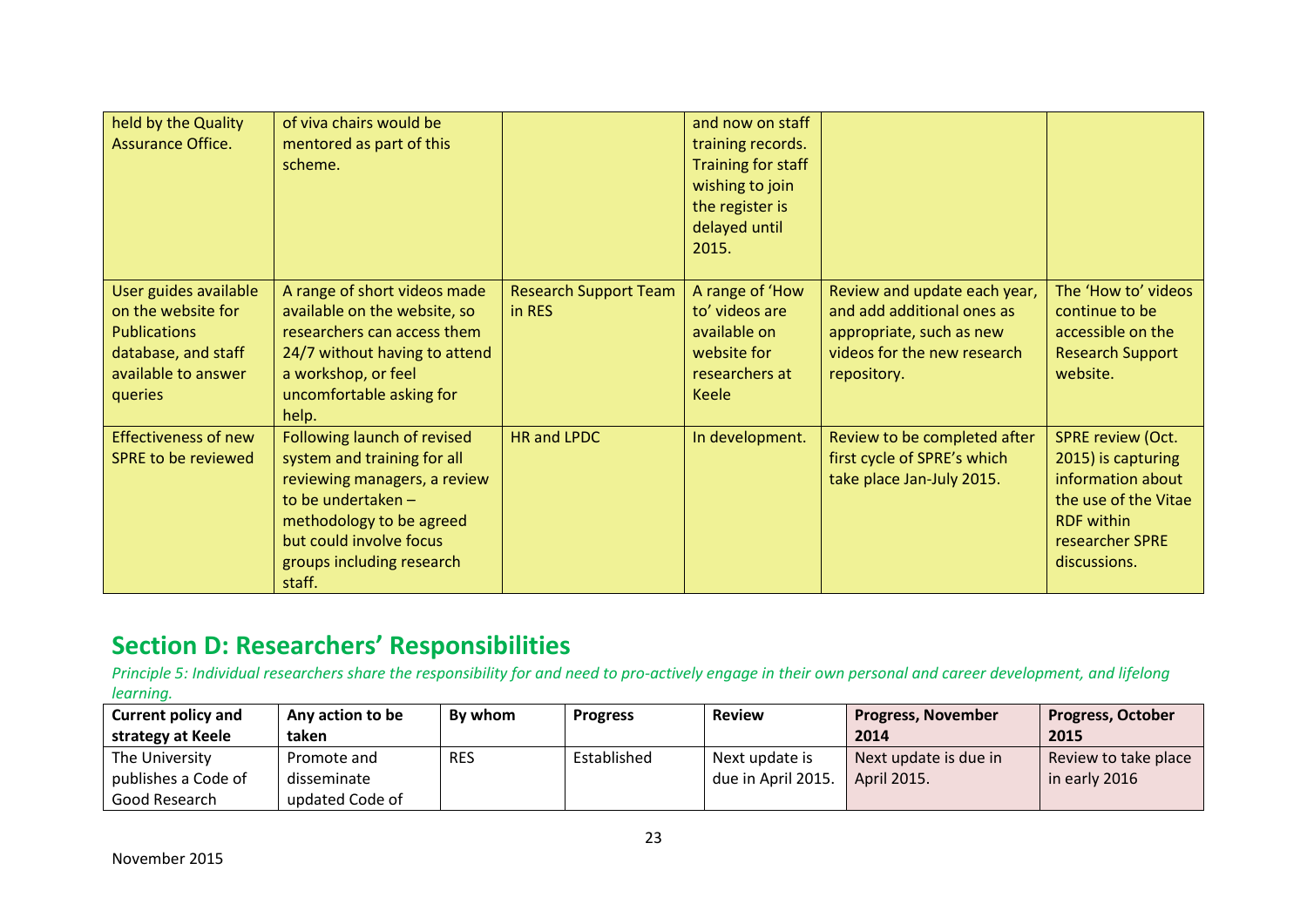| | | | | | |
|---|---|---|---|---|---|
| held by the Quality Assurance Office. | of viva chairs would be mentored as part of this scheme. | | and now on staff training records. Training for staff wishing to join the register is delayed until 2015. | | |
| User guides available on the website for Publications database, and staff available to answer queries | A range of short videos made available on the website, so researchers can access them 24/7 without having to attend a workshop, or feel uncomfortable asking for help. | Research Support Team in RES | A range of 'How to' videos are available on website for researchers at Keele | Review and update each year, and add additional ones as appropriate, such as new videos for the new research repository. | The 'How to' videos continue to be accessible on the Research Support website. |
| Effectiveness of new SPRE to be reviewed | Following launch of revised system and training for all reviewing managers, a review to be undertaken – methodology to be agreed but could involve focus groups including research staff. | HR and LPDC | In development. | Review to be completed after first cycle of SPRE's which take place Jan-July 2015. | SPRE review (Oct. 2015) is capturing information about the use of the Vitae RDF within researcher SPRE discussions. |

## Section D: Researchers' Responsibilities

*Principle 5: Individual researchers share the responsibility for and need to pro-actively engage in their own personal and career development, and lifelong learning.*

| Current policy and strategy at Keele | Any action to be taken | By whom | Progress | Review | Progress, November 2014 | Progress, October 2015 |
|---|---|---|---|---|---|---|
| The University publishes a Code of Good Research | Promote and disseminate updated Code of | RES | Established | Next update is due in April 2015. | Next update is due in April 2015. | Review to take place in early 2016 |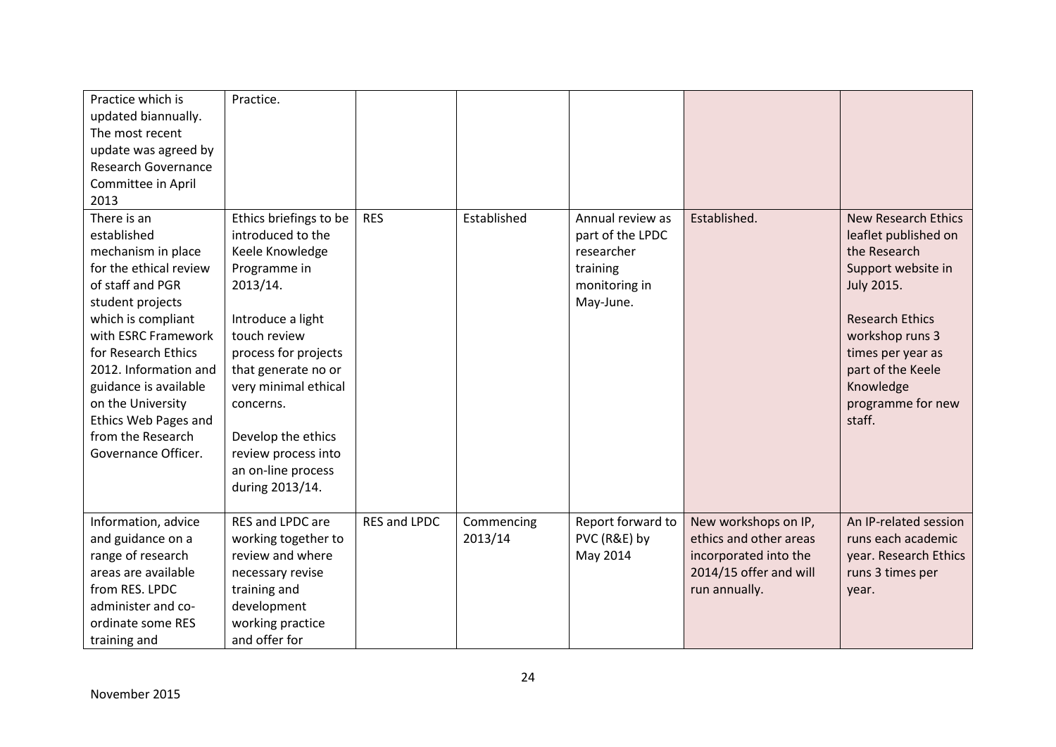| | | | | | | |
|---|---|---|---|---|---|---|
| Practice which is updated biannually. The most recent update was agreed by Research Governance Committee in April 2013 | Practice. | | | | | |
| There is an established mechanism in place for the ethical review of staff and PGR student projects which is compliant with ESRC Framework for Research Ethics 2012. Information and guidance is available on the University Ethics Web Pages and from the Research Governance Officer. | Ethics briefings to be introduced to the Keele Knowledge Programme in 2013/14.<br><br>Introduce a light touch review process for projects that generate no or very minimal ethical concerns.<br><br>Develop the ethics review process into an on-line process during 2013/14. | RES | Established | Annual review as part of the LPDC researcher training monitoring in May-June. | Established. | New Research Ethics leaflet published on the Research Support website in July 2015.<br><br>Research Ethics workshop runs 3 times per year as part of the Keele Knowledge programme for new staff. |
| Information, advice and guidance on a range of research areas are available from RES. LPDC administer and co-ordinate some RES training and | RES and LPDC are working together to review and where necessary revise training and development working practice and offer for | RES and LPDC | Commencing 2013/14 | Report forward to PVC (R&E) by May 2014 | New workshops on IP, ethics and other areas incorporated into the 2014/15 offer and will run annually. | An IP-related session runs each academic year. Research Ethics runs 3 times per year. |

November 2015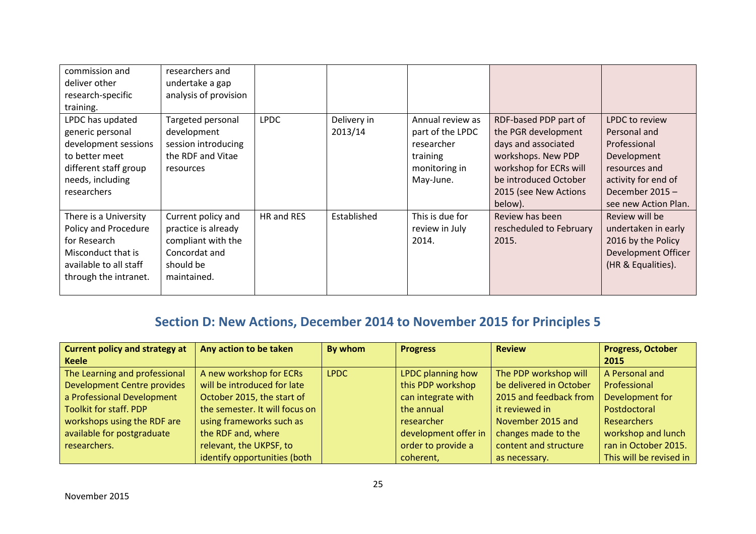| | | | | | | |
|---|---|---|---|---|---|---|
| commission and deliver other research-specific training. | researchers and undertake a gap analysis of provision | | | | | |
| LPDC has updated generic personal development sessions to better meet different staff group needs, including researchers | Targeted personal development session introducing the RDF and Vitae resources | LPDC | Delivery in 2013/14 | Annual review as part of the LPDC researcher training monitoring in May-June. | RDF-based PDP part of the PGR development days and associated workshops. New PDP workshop for ECRs will be introduced October 2015 (see New Actions below). | LPDC to review Personal and Professional Development resources and activity for end of December 2015 – see new Action Plan. |
| There is a University Policy and Procedure for Research Misconduct that is available to all staff through the intranet. | Current policy and practice is already compliant with the Concordat and should be maintained. | HR and RES | Established | This is due for review in July 2014. | Review has been rescheduled to February 2015. | Review will be undertaken in early 2016 by the Policy Development Officer (HR & Equalities). |

## Section D: New Actions, December 2014 to November 2015 for Principles 5

| Current policy and strategy at Keele | Any action to be taken | By whom | Progress | Review | Progress, October 2015 |
|---|---|---|---|---|---|
| The Learning and professional Development Centre provides a Professional Development Toolkit for staff. PDP workshops using the RDF are available for postgraduate researchers. | A new workshop for ECRs will be introduced for late October 2015, the start of the semester. It will focus on using frameworks such as the RDF and, where relevant, the UKPSF, to identify opportunities (both | LPDC | LPDC planning how this PDP workshop can integrate with the annual researcher development offer in order to provide a coherent, | The PDP workshop will be delivered in October 2015 and feedback from it reviewed in November 2015 and changes made to the content and structure as necessary. | A Personal and Professional Development for Postdoctoral Researchers workshop and lunch ran in October 2015. This will be revised in |

November 2015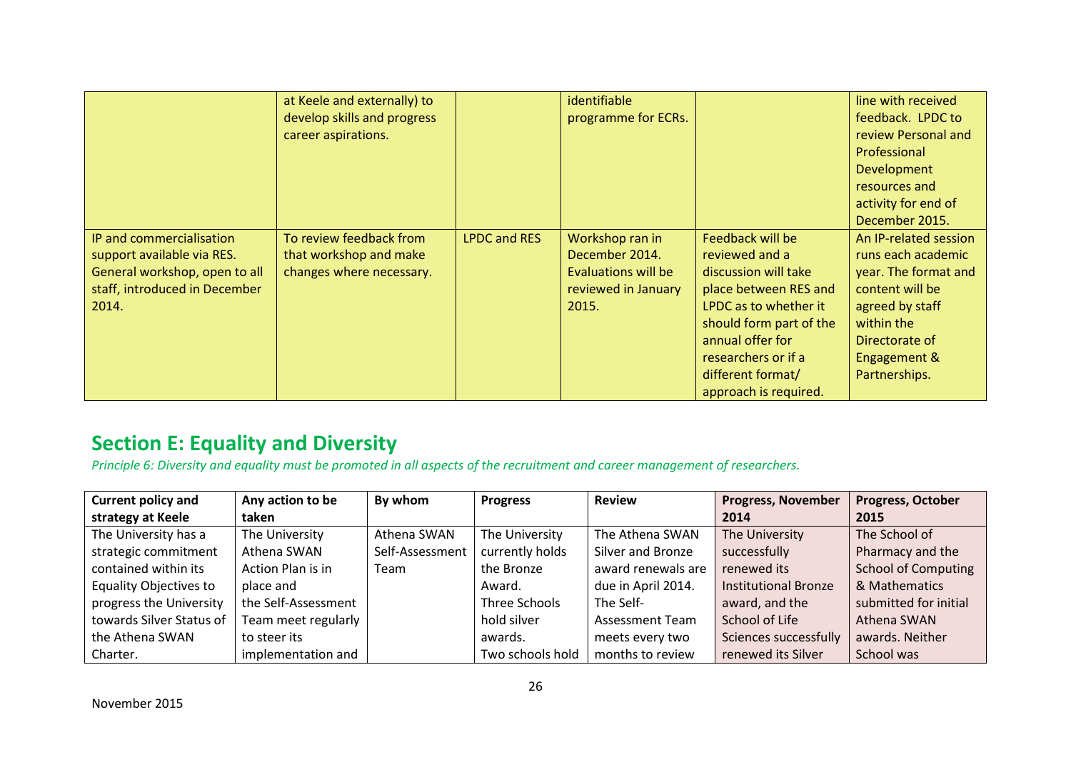| | | | | | |
|---|---|---|---|---|---|
| | at Keele and externally) to develop skills and progress career aspirations. | | identifiable programme for ECRs. | | line with received feedback. LPDC to review Personal and Professional Development resources and activity for end of December 2015. |
| IP and commercialisation support available via RES. General workshop, open to all staff, introduced in December 2014. | To review feedback from that workshop and make changes where necessary. | LPDC and RES | Workshop ran in December 2014. Evaluations will be reviewed in January 2015. | Feedback will be reviewed and a discussion will take place between RES and LPDC as to whether it should form part of the annual offer for researchers or if a different format/ approach is required. | An IP-related session runs each academic year. The format and content will be agreed by staff within the Directorate of Engagement & Partnerships. |

## Section E: Equality and Diversity

*Principle 6: Diversity and equality must be promoted in all aspects of the recruitment and career management of researchers.*

| Current policy and strategy at Keele | Any action to be taken | By whom | Progress | Review | Progress, November 2014 | Progress, October 2015 |
|---|---|---|---|---|---|---|
| The University has a strategic commitment contained within its Equality Objectives to progress the University towards Silver Status of the Athena SWAN Charter. | The University Athena SWAN Action Plan is in place and the Self-Assessment Team meet regularly to steer its implementation and | Athena SWAN Self-Assessment Team | The University currently holds the Bronze Award. Three Schools hold silver awards. Two schools hold | The Athena SWAN Silver and Bronze award renewals are due in April 2014. The Self-Assessment Team meets every two months to review | The University successfully renewed its Institutional Bronze award, and the School of Life Sciences successfully renewed its Silver | The School of Pharmacy and the School of Computing & Mathematics submitted for initial Athena SWAN awards. Neither School was |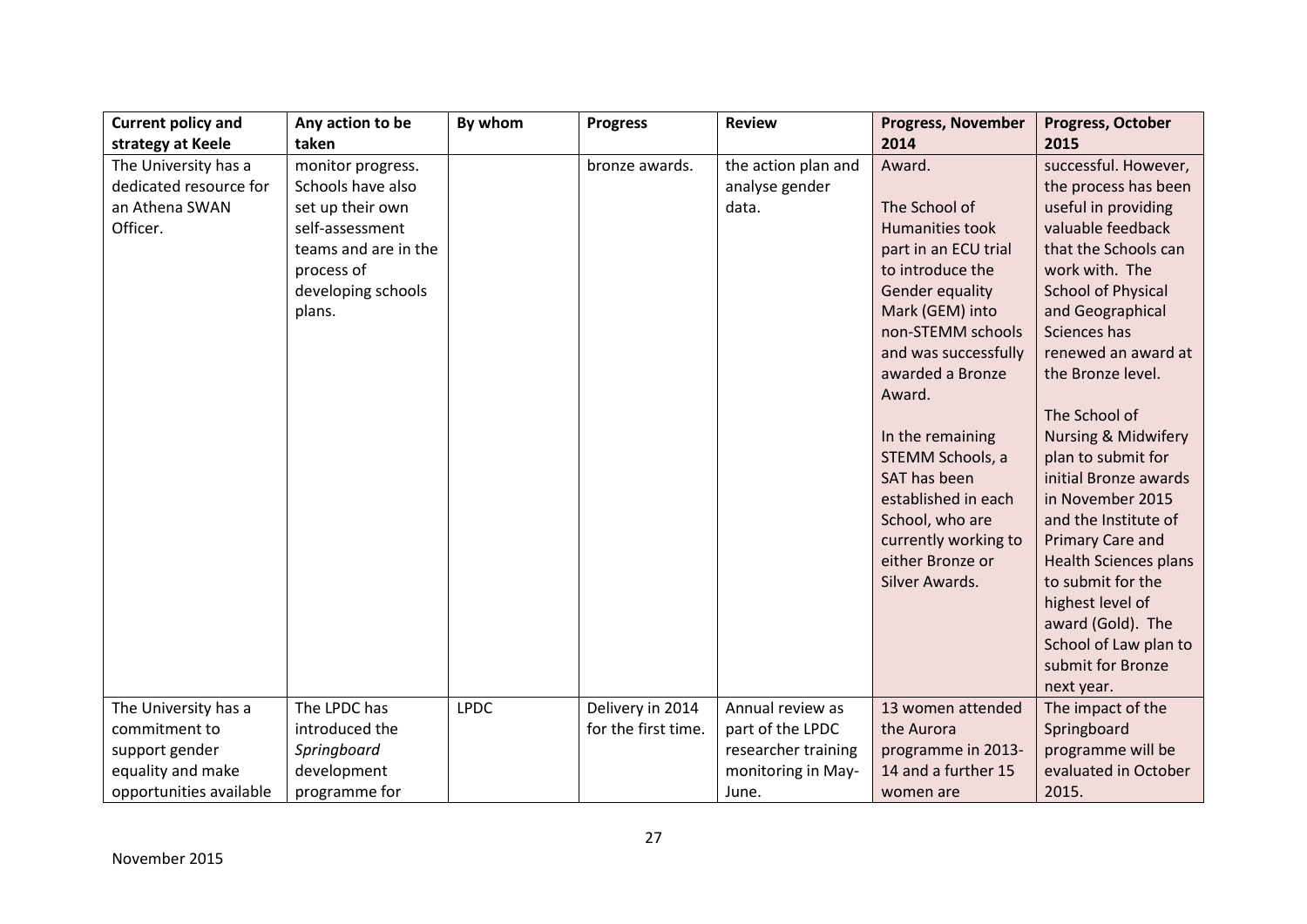| Current policy and strategy at Keele | Any action to be taken | By whom | Progress | Review | Progress, November 2014 | Progress, October 2015 |
|---|---|---|---|---|---|---|
| The University has a dedicated resource for an Athena SWAN Officer. | monitor progress. Schools have also set up their own self-assessment teams and are in the process of developing schools plans. | | bronze awards. | the action plan and analyse gender data. | Award.<br><br>The School of Humanities took part in an ECU trial to introduce the Gender equality Mark (GEM) into non-STEMM schools and was successfully awarded a Bronze Award.<br><br>In the remaining STEMM Schools, a SAT has been established in each School, who are currently working to either Bronze or Silver Awards. | successful. However, the process has been useful in providing valuable feedback that the Schools can work with. The School of Physical and Geographical Sciences has renewed an award at the Bronze level.<br><br>The School of Nursing & Midwifery plan to submit for initial Bronze awards in November 2015 and the Institute of Primary Care and Health Sciences plans to submit for the highest level of award (Gold). The School of Law plan to submit for Bronze next year. |
| The University has a commitment to support gender equality and make opportunities available | The LPDC has introduced the *Springboard* development programme for | LPDC | Delivery in 2014 for the first time. | Annual review as part of the LPDC researcher training monitoring in May-June. | 13 women attended the Aurora programme in 2013-14 and a further 15 women are | The impact of the Springboard programme will be evaluated in October 2015. |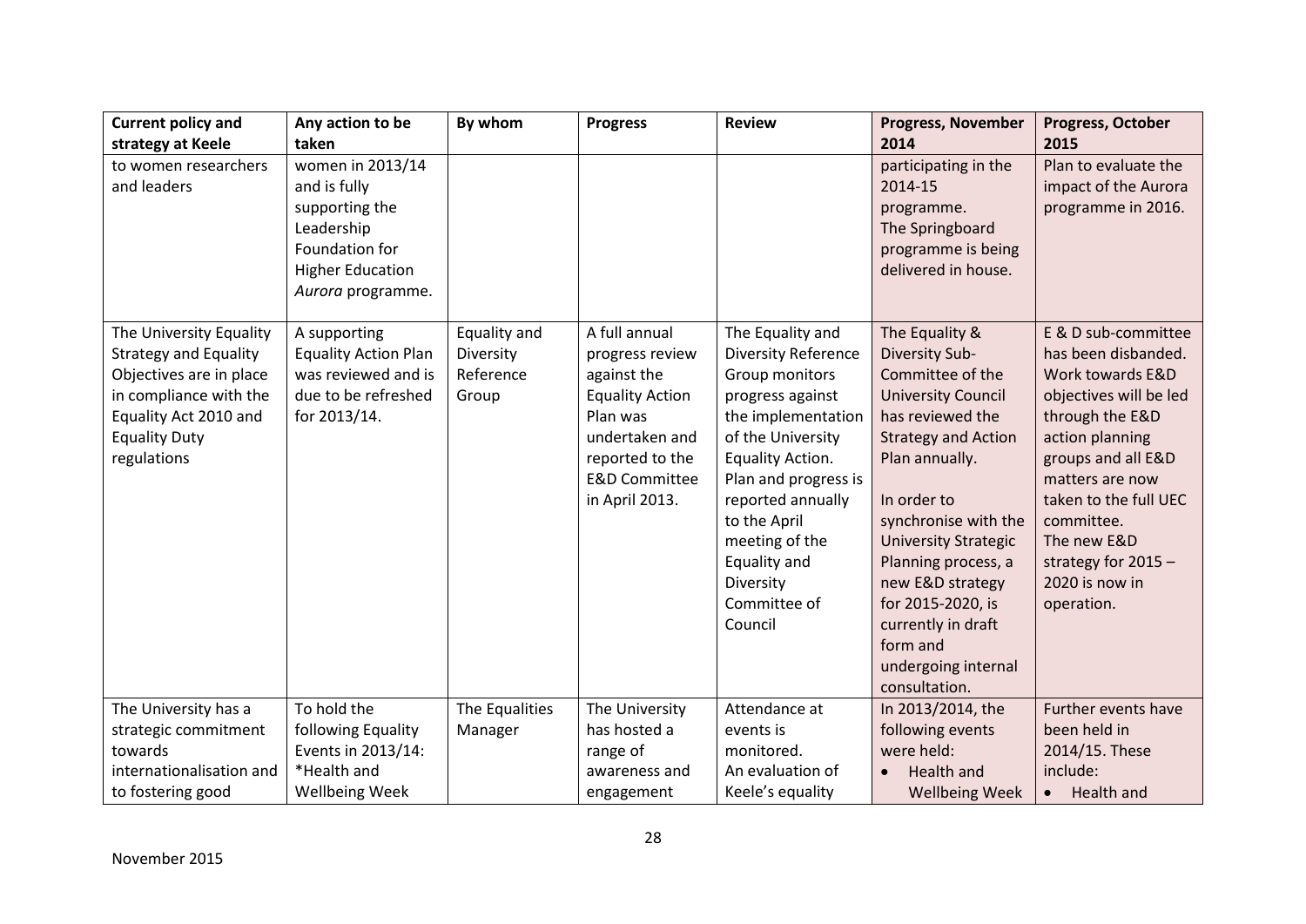| Current policy and strategy at Keele | Any action to be taken | By whom | Progress | Review | Progress, November 2014 | Progress, October 2015 |
|---|---|---|---|---|---|---|
| to women researchers and leaders | women in 2013/14 and is fully supporting the Leadership Foundation for Higher Education *Aurora* programme. | | | | participating in the 2014-15 programme.<br>The Springboard programme is being delivered in house. | Plan to evaluate the impact of the Aurora programme in 2016. |
| The University Equality Strategy and Equality Objectives are in place in compliance with the Equality Act 2010 and Equality Duty regulations | A supporting Equality Action Plan was reviewed and is due to be refreshed for 2013/14. | Equality and Diversity Reference Group | A full annual progress review against the Equality Action Plan was undertaken and reported to the E&D Committee in April 2013. | The Equality and Diversity Reference Group monitors progress against the implementation of the University Equality Action. Plan and progress is reported annually to the April meeting of the Equality and Diversity Committee of Council | The Equality & Diversity Sub-Committee of the University Council has reviewed the Strategy and Action Plan annually.<br><br>In order to synchronise with the University Strategic Planning process, a new E&D strategy for 2015-2020, is currently in draft form and undergoing internal consultation. | E & D sub-committee has been disbanded. Work towards E&D objectives will be led through the E&D action planning groups and all E&D matters are now taken to the full UEC committee.<br>The new E&D strategy for 2015 – 2020 is now in operation. |
| The University has a strategic commitment towards internationalisation and to fostering good | To hold the following Equality Events in 2013/14:<br>*Health and Wellbeing Week | The Equalities Manager | The University has hosted a range of awareness and engagement | Attendance at events is monitored.<br>An evaluation of Keele's equality | In 2013/2014, the following events were held:<br>• Health and Wellbeing Week | Further events have been held in 2014/15. These include:<br>• Health and |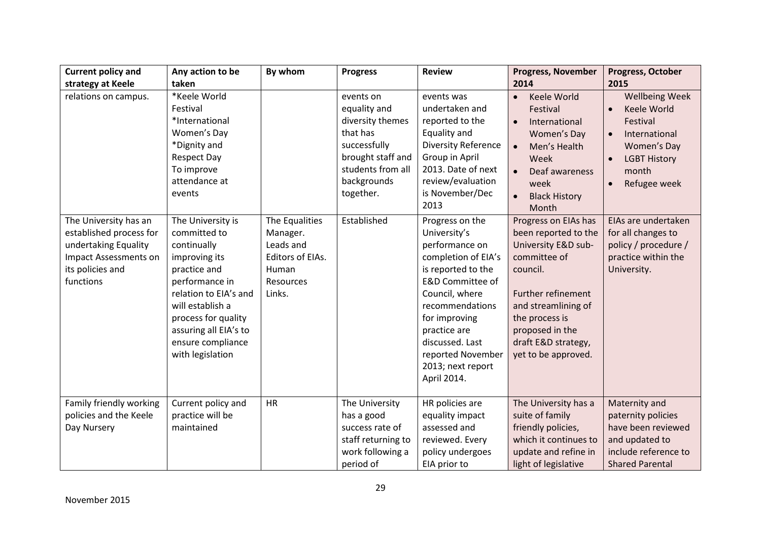| Current policy and strategy at Keele | Any action to be taken | By whom | Progress | Review | Progress, November 2014 | Progress, October 2015 |
|---|---|---|---|---|---|---|
| relations on campus. | *Keele World Festival<br>*International Women's Day<br>*Dignity and Respect Day<br>To improve attendance at events | | events on equality and diversity themes that has successfully brought staff and students from all backgrounds together. | events was undertaken and reported to the Equality and Diversity Reference Group in April 2013. Date of next review/evaluation is November/Dec 2013 | • Keele World Festival<br>• International Women's Day<br>• Men's Health Week<br>• Deaf awareness week<br>• Black History Month | Wellbeing Week<br>• Keele World Festival<br>• International Women's Day<br>• LGBT History month<br>• Refugee week |
| The University has an established process for undertaking Equality Impact Assessments on its policies and functions | The University is committed to continually improving its practice and performance in relation to EIA's and will establish a process for quality assuring all EIA's to ensure compliance with legislation | The Equalities Manager.<br>Leads and Editors of EIAs.<br>Human Resources Links. | Established | Progress on the University's performance on completion of EIA's is reported to the E&D Committee of Council, where recommendations for improving practice are discussed. Last reported November 2013; next report April 2014. | Progress on EIAs has been reported to the University E&D sub-committee of council.<br><br>Further refinement and streamlining of the process is proposed in the draft E&D strategy, yet to be approved. | EIAs are undertaken for all changes to policy / procedure / practice within the University. |
| Family friendly working policies and the Keele Day Nursery | Current policy and practice will be maintained | HR | The University has a good success rate of staff returning to work following a period of | HR policies are equality impact assessed and reviewed. Every policy undergoes EIA prior to | The University has a suite of family friendly policies, which it continues to update and refine in light of legislative | Maternity and paternity policies have been reviewed and updated to include reference to Shared Parental |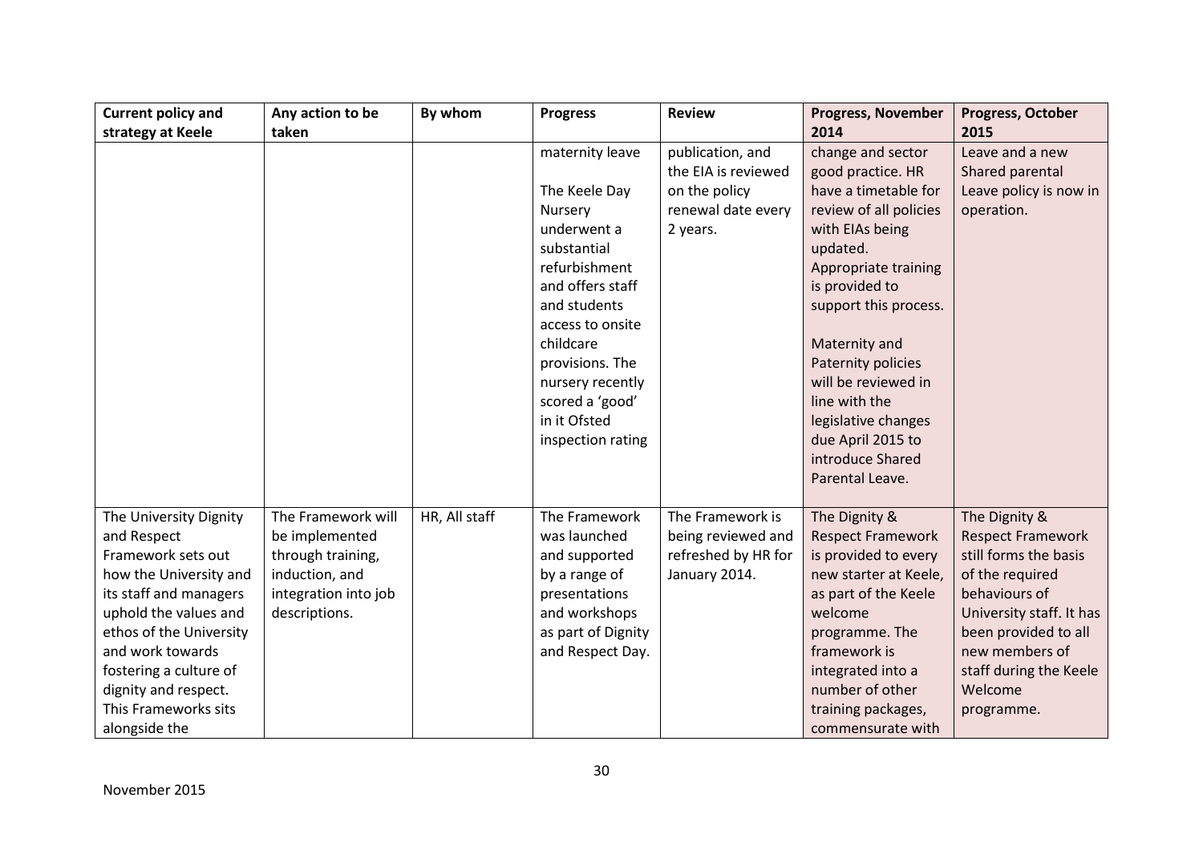| Current policy and strategy at Keele | Any action to be taken | By whom | Progress | Review | Progress, November 2014 | Progress, October 2015 |
|---|---|---|---|---|---|---|
| | | | maternity leave<br><br>The Keele Day Nursery underwent a substantial refurbishment and offers staff and students access to onsite childcare provisions. The nursery recently scored a 'good' in it Ofsted inspection rating | publication, and the EIA is reviewed on the policy renewal date every 2 years. | change and sector good practice. HR have a timetable for review of all policies with EIAs being updated. Appropriate training is provided to support this process.<br><br>Maternity and Paternity policies will be reviewed in line with the legislative changes due April 2015 to introduce Shared Parental Leave. | Leave and a new Shared parental Leave policy is now in operation. |
| The University Dignity and Respect Framework sets out how the University and its staff and managers uphold the values and ethos of the University and work towards fostering a culture of dignity and respect. This Frameworks sits alongside the | The Framework will be implemented through training, induction, and integration into job descriptions. | HR, All staff | The Framework was launched and supported by a range of presentations and workshops as part of Dignity and Respect Day. | The Framework is being reviewed and refreshed by HR for January 2014. | The Dignity & Respect Framework is provided to every new starter at Keele, as part of the Keele welcome programme. The framework is integrated into a number of other training packages, commensurate with | The Dignity & Respect Framework still forms the basis of the required behaviours of University staff. It has been provided to all new members of staff during the Keele Welcome programme. |

November 2015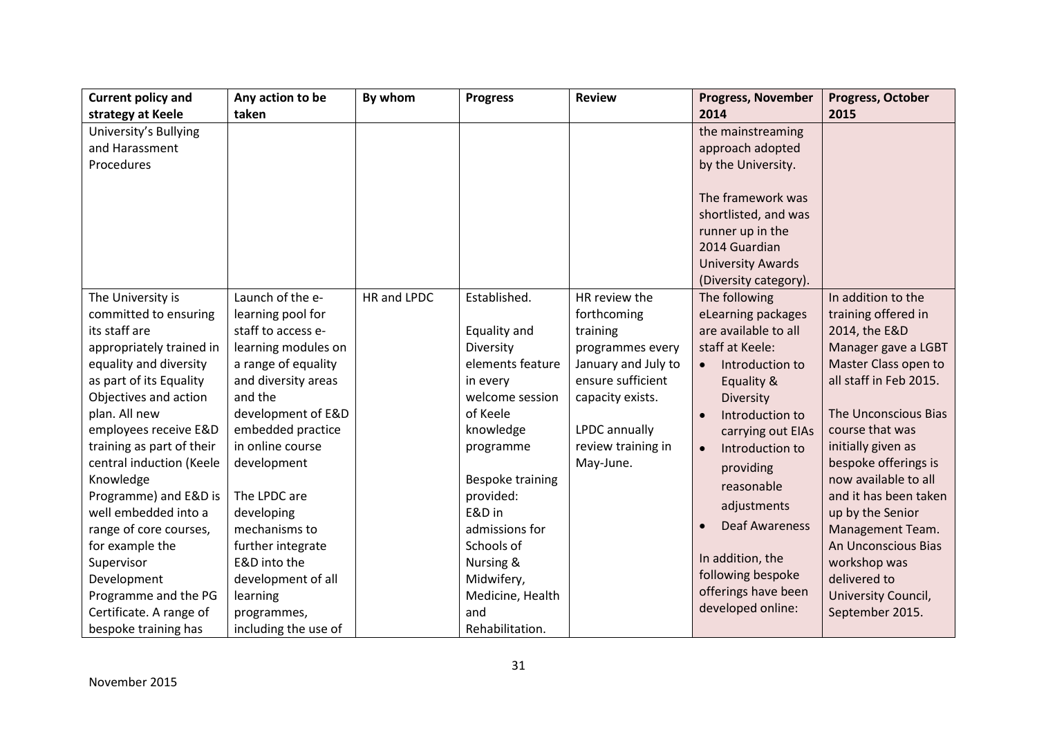| Current policy and strategy at Keele | Any action to be taken | By whom | Progress | Review | Progress, November 2014 | Progress, October 2015 |
|---|---|---|---|---|---|---|
| University's Bullying and Harassment Procedures | | | | | the mainstreaming approach adopted by the University.<br><br>The framework was shortlisted, and was runner up in the 2014 Guardian University Awards (Diversity category). | |
| The University is committed to ensuring its staff are appropriately trained in equality and diversity as part of its Equality Objectives and action plan. All new employees receive E&D training as part of their central induction (Keele Knowledge Programme) and E&D is well embedded into a range of core courses, for example the Supervisor Development Programme and the PG Certificate. A range of bespoke training has | Launch of the e-learning pool for staff to access e-learning modules on a range of equality and diversity areas and the development of E&D embedded practice in online course development<br><br>The LPDC are developing mechanisms to further integrate E&D into the development of all learning programmes, including the use of | HR and LPDC | Established.<br><br>Equality and Diversity elements feature in every welcome session of Keele knowledge programme<br><br>Bespoke training provided:<br>E&D in admissions for Schools of Nursing & Midwifery, Medicine, Health and Rehabilitation. | HR review the forthcoming training programmes every January and July to ensure sufficient capacity exists.<br><br>LPDC annually review training in May-June. | The following eLearning packages are available to all staff at Keele:<br>• Introduction to Equality & Diversity<br>• Introduction to carrying out EIAs<br>• Introduction to providing reasonable adjustments<br>• Deaf Awareness<br><br>In addition, the following bespoke offerings have been developed online: | In addition to the training offered in 2014, the E&D Manager gave a LGBT Master Class open to all staff in Feb 2015.<br><br>The Unconscious Bias course that was initially given as bespoke offerings is now available to all and it has been taken up by the Senior Management Team. An Unconscious Bias workshop was delivered to University Council, September 2015. |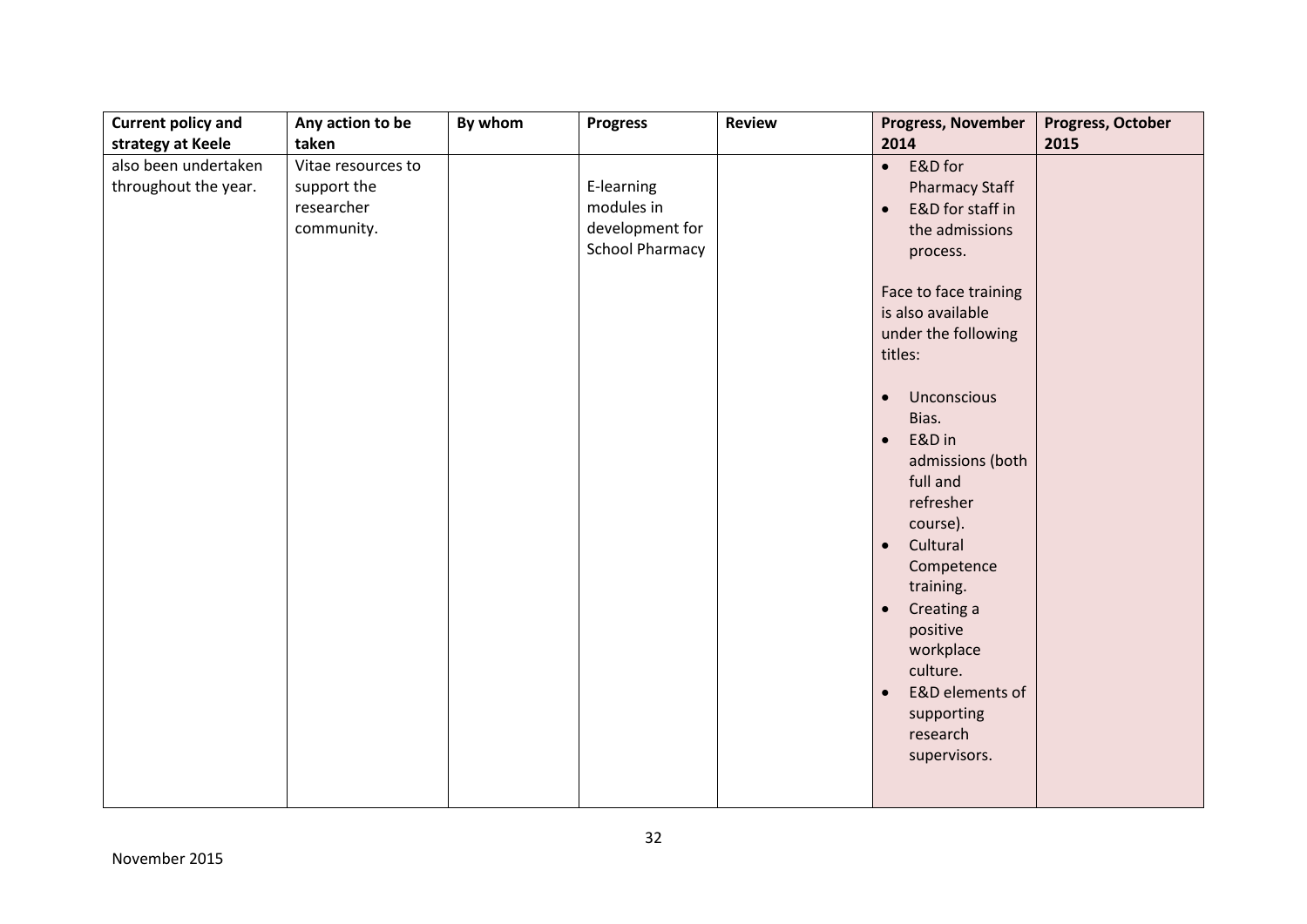| Current policy and strategy at Keele | Any action to be taken | By whom | Progress | Review | Progress, November 2014 | Progress, October 2015 |
|---|---|---|---|---|---|---|
| also been undertaken throughout the year. | Vitae resources to support the researcher community. | | E-learning modules in development for School Pharmacy | | • E&D for Pharmacy Staff<br>• E&D for staff in the admissions process.<br><br>Face to face training is also available under the following titles:<br><br>• Unconscious Bias.<br>• E&D in admissions (both full and refresher course).<br>• Cultural Competence training.<br>• Creating a positive workplace culture.<br>• E&D elements of supporting research supervisors. | |

November 2015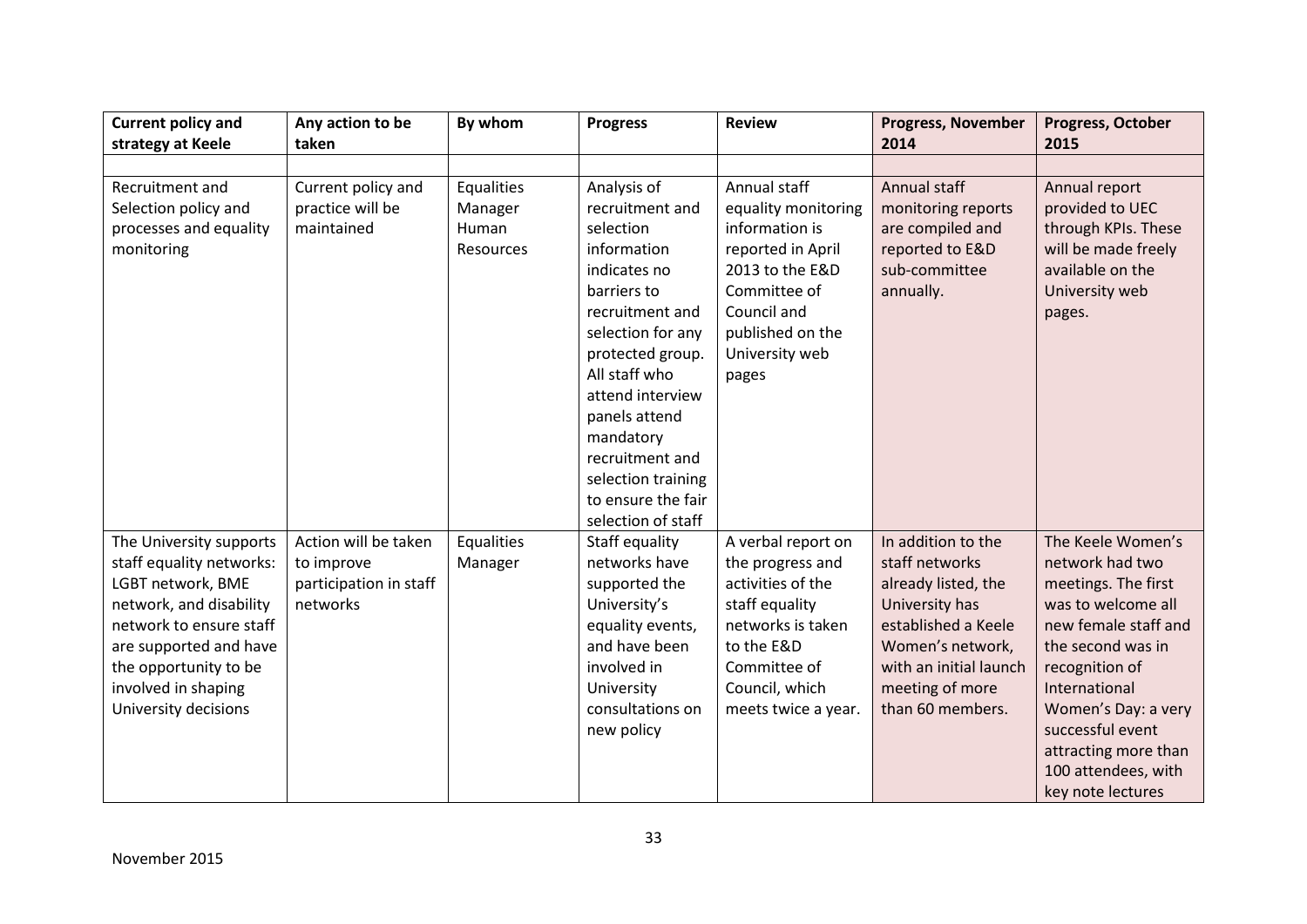| Current policy and strategy at Keele | Any action to be taken | By whom | Progress | Review | Progress, November 2014 | Progress, October 2015 |
|---|---|---|---|---|---|---|
| | | | | | | |
| Recruitment and Selection policy and processes and equality monitoring | Current policy and practice will be maintained | Equalities Manager Human Resources | Analysis of recruitment and selection information indicates no barriers to recruitment and selection for any protected group. All staff who attend interview panels attend mandatory recruitment and selection training to ensure the fair selection of staff | Annual staff equality monitoring information is reported in April 2013 to the E&D Committee of Council and published on the University web pages | Annual staff monitoring reports are compiled and reported to E&D sub-committee annually. | Annual report provided to UEC through KPIs. These will be made freely available on the University web pages. |
| The University supports staff equality networks: LGBT network, BME network, and disability network to ensure staff are supported and have the opportunity to be involved in shaping University decisions | Action will be taken to improve participation in staff networks | Equalities Manager | Staff equality networks have supported the University's equality events, and have been involved in University consultations on new policy | A verbal report on the progress and activities of the staff equality networks is taken to the E&D Committee of Council, which meets twice a year. | In addition to the staff networks already listed, the University has established a Keele Women's network, with an initial launch meeting of more than 60 members. | The Keele Women's network had two meetings. The first was to welcome all new female staff and the second was in recognition of International Women's Day: a very successful event attracting more than 100 attendees, with key note lectures |

November 2015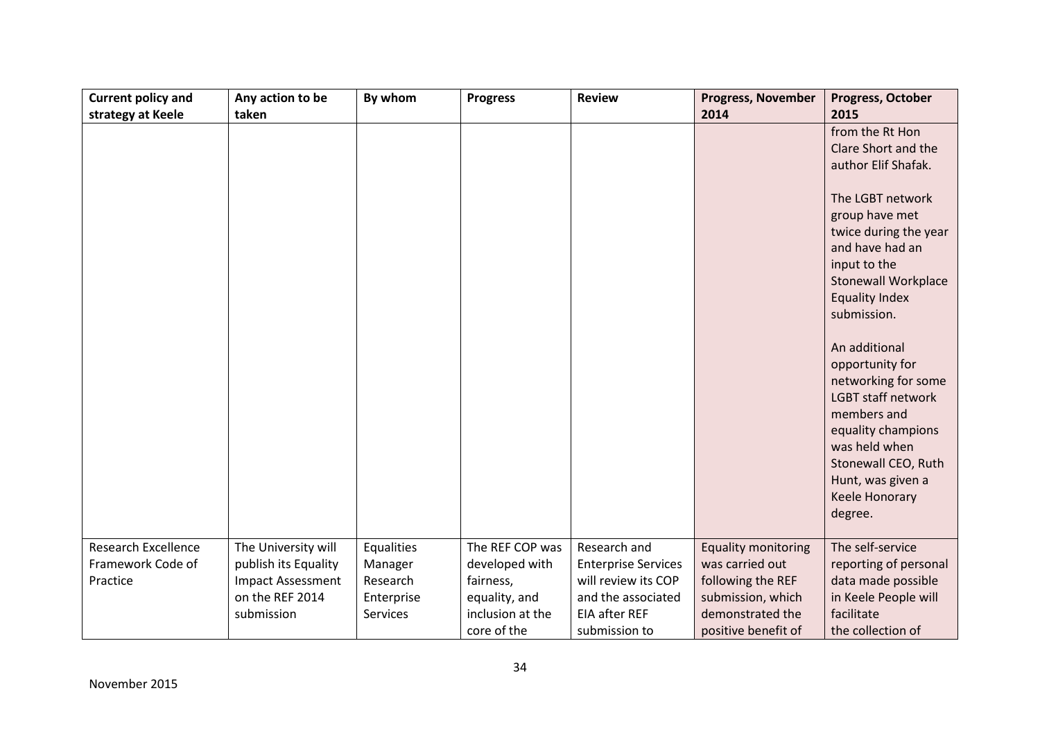| Current policy and strategy at Keele | Any action to be taken | By whom | Progress | Review | Progress, November 2014 | Progress, October 2015 |
|---|---|---|---|---|---|---|
| | | | | | | from the Rt Hon Clare Short and the author Elif Shafak.<br><br>The LGBT network group have met twice during the year and have had an input to the Stonewall Workplace Equality Index submission.<br><br>An additional opportunity for networking for some LGBT staff network members and equality champions was held when Stonewall CEO, Ruth Hunt, was given a Keele Honorary degree. |
| Research Excellence Framework Code of Practice | The University will publish its Equality Impact Assessment on the REF 2014 submission | Equalities Manager Research Enterprise Services | The REF COP was developed with fairness, equality, and inclusion at the core of the | Research and Enterprise Services will review its COP and the associated EIA after REF submission to | Equality monitoring was carried out following the REF submission, which demonstrated the positive benefit of | The self-service reporting of personal data made possible in Keele People will facilitate the collection of |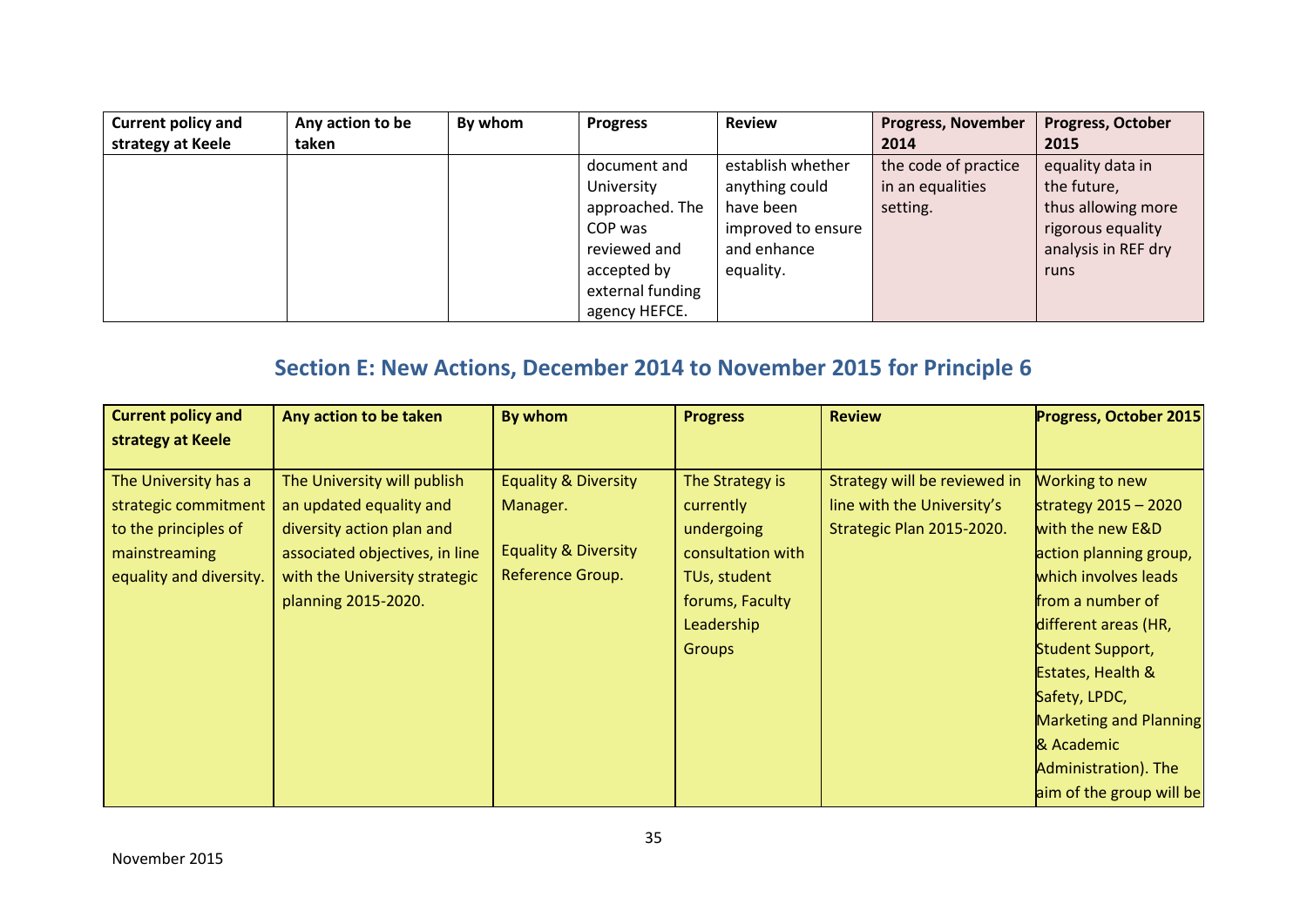| Current policy and strategy at Keele | Any action to be taken | By whom | Progress | Review | Progress, November 2014 | Progress, October 2015 |
|---|---|---|---|---|---|---|
| | | | document and University approached. The COP was reviewed and accepted by external funding agency HEFCE. | establish whether anything could have been improved to ensure and enhance equality. | the code of practice in an equalities setting. | equality data in the future, thus allowing more rigorous equality analysis in REF dry runs |

## Section E: New Actions, December 2014 to November 2015 for Principle 6

| Current policy and strategy at Keele | Any action to be taken | By whom | Progress | Review | Progress, October 2015 |
|---|---|---|---|---|---|
| The University has a strategic commitment to the principles of mainstreaming equality and diversity. | The University will publish an updated equality and diversity action plan and associated objectives, in line with the University strategic planning 2015-2020. | Equality & Diversity Manager.<br><br>Equality & Diversity Reference Group. | The Strategy is currently undergoing consultation with TUs, student forums, Faculty Leadership Groups | Strategy will be reviewed in line with the University's Strategic Plan 2015-2020. | Working to new strategy 2015 – 2020 with the new E&D action planning group, which involves leads from a number of different areas (HR, Student Support, Estates, Health & Safety, LPDC, Marketing and Planning & Academic Administration). The aim of the group will be |

November 2015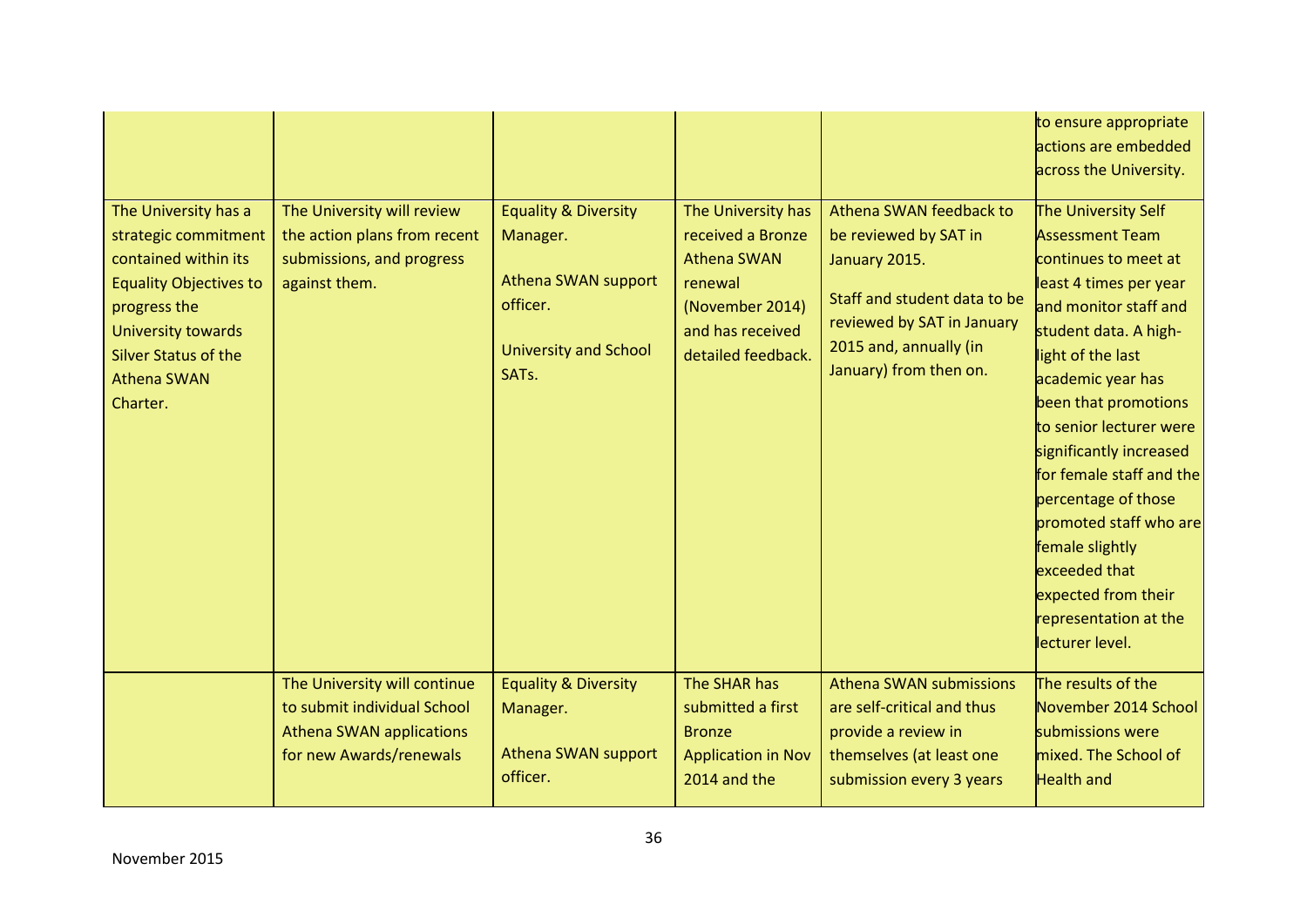| | | | | | |
|---|---|---|---|---|---|
| | | | | | to ensure appropriate actions are embedded across the University. |
| The University has a strategic commitment contained within its Equality Objectives to progress the University towards Silver Status of the Athena SWAN Charter. | The University will review the action plans from recent submissions, and progress against them. | Equality & Diversity Manager.<br><br>Athena SWAN support officer.<br><br>University and School SATs. | The University has received a Bronze Athena SWAN renewal (November 2014) and has received detailed feedback. | Athena SWAN feedback to be reviewed by SAT in January 2015.<br><br>Staff and student data to be reviewed by SAT in January 2015 and, annually (in January) from then on. | The University Self Assessment Team continues to meet at least 4 times per year and monitor staff and student data. A high-light of the last academic year has been that promotions to senior lecturer were significantly increased for female staff and the percentage of those promoted staff who are female slightly exceeded that expected from their representation at the lecturer level. |
| | The University will continue to submit individual School Athena SWAN applications for new Awards/renewals | Equality & Diversity Manager.<br><br>Athena SWAN support officer. | The SHAR has submitted a first Bronze Application in Nov 2014 and the | Athena SWAN submissions are self-critical and thus provide a review in themselves (at least one submission every 3 years | The results of the November 2014 School submissions were mixed. The School of Health and |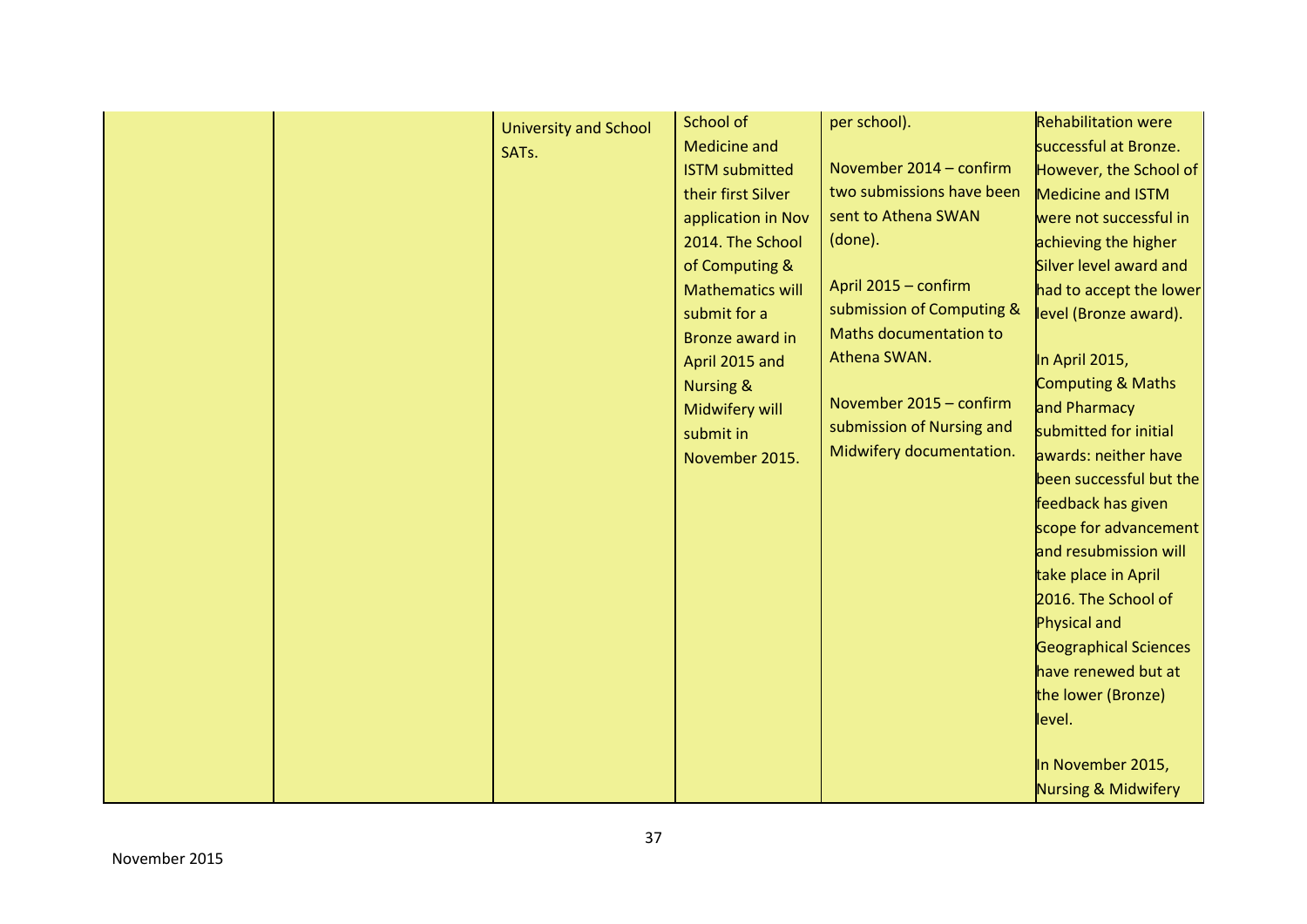| | | | | | |
|---|---|---|---|---|---|
| | | University and School SATs. | School of Medicine and ISTM submitted their first Silver application in Nov 2014. The School of Computing & Mathematics will submit for a Bronze award in April 2015 and Nursing & Midwifery will submit in November 2015. | per school).<br><br>November 2014 – confirm two submissions have been sent to Athena SWAN (done).<br><br>April 2015 – confirm submission of Computing & Maths documentation to Athena SWAN.<br><br>November 2015 – confirm submission of Nursing and Midwifery documentation. | Rehabilitation were successful at Bronze. However, the School of Medicine and ISTM were not successful in achieving the higher Silver level award and had to accept the lower level (Bronze award).<br><br>In April 2015, Computing & Maths and Pharmacy submitted for initial awards: neither have been successful but the feedback has given scope for advancement and resubmission will take place in April 2016. The School of Physical and Geographical Sciences have renewed but at the lower (Bronze) level.<br><br>In November 2015, Nursing & Midwifery |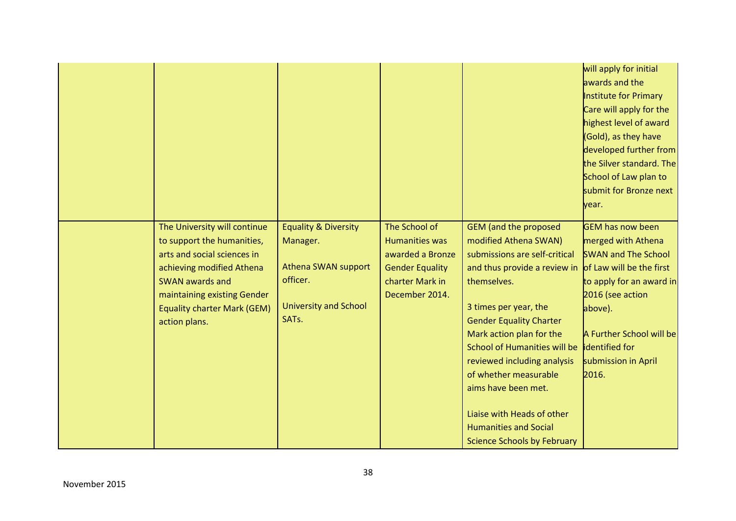| | | | | | |
|---|---|---|---|---|---|
| | | | | | will apply for initial awards and the Institute for Primary Care will apply for the highest level of award (Gold), as they have developed further from the Silver standard. The School of Law plan to submit for Bronze next year. |
| | The University will continue to support the humanities, arts and social sciences in achieving modified Athena SWAN awards and maintaining existing Gender Equality charter Mark (GEM) action plans. | Equality & Diversity Manager.<br><br>Athena SWAN support officer.<br><br>University and School SATs. | The School of Humanities was awarded a Bronze Gender Equality charter Mark in December 2014. | GEM (and the proposed modified Athena SWAN) submissions are self-critical and thus provide a review in themselves.<br><br>3 times per year, the Gender Equality Charter Mark action plan for the School of Humanities will be reviewed including analysis of whether measurable aims have been met.<br><br>Liaise with Heads of other Humanities and Social Science Schools by February | GEM has now been merged with Athena SWAN and The School of Law will be the first to apply for an award in 2016 (see action above).<br><br>A Further School will be identified for submission in April 2016. |

November 2015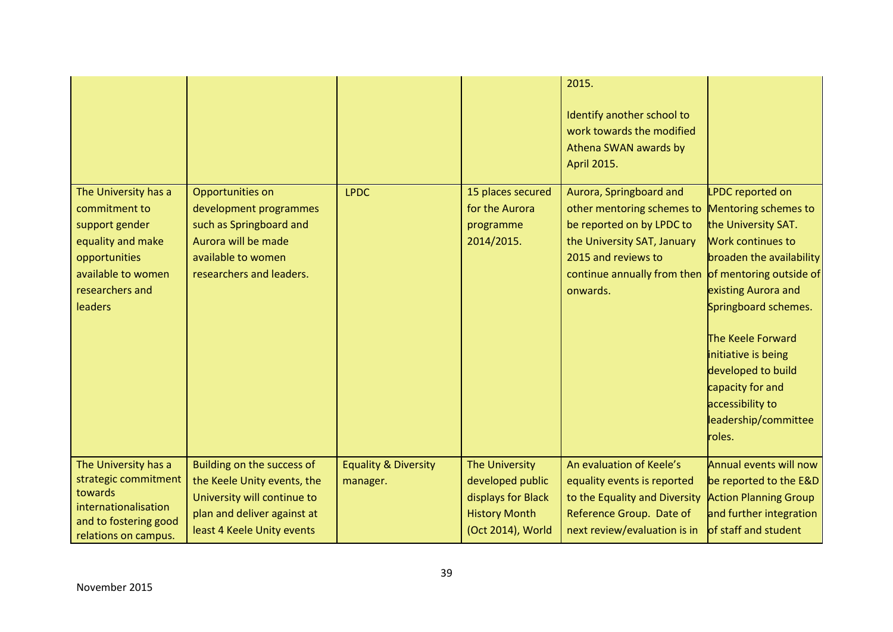| | | | | | |
|---|---|---|---|---|---|
| | | | | 2015.<br><br>Identify another school to work towards the modified Athena SWAN awards by April 2015. | |
| The University has a commitment to support gender equality and make opportunities available to women researchers and leaders | Opportunities on development programmes such as Springboard and Aurora will be made available to women researchers and leaders. | LPDC | 15 places secured for the Aurora programme 2014/2015. | Aurora, Springboard and other mentoring schemes to be reported on by LPDC to the University SAT, January 2015 and reviews to continue annually from then onwards. | LPDC reported on Mentoring schemes to the University SAT. Work continues to broaden the availability of mentoring outside of existing Aurora and Springboard schemes.<br><br>The Keele Forward initiative is being developed to build capacity for and accessibility to leadership/committee roles. |
| The University has a strategic commitment towards internationalisation and to fostering good relations on campus. | Building on the success of the Keele Unity events, the University will continue to plan and deliver against at least 4 Keele Unity events | Equality & Diversity manager. | The University developed public displays for Black History Month (Oct 2014), World | An evaluation of Keele's equality events is reported to the Equality and Diversity Reference Group. Date of next review/evaluation is in | Annual events will now be reported to the E&D Action Planning Group and further integration of staff and student |

November 2015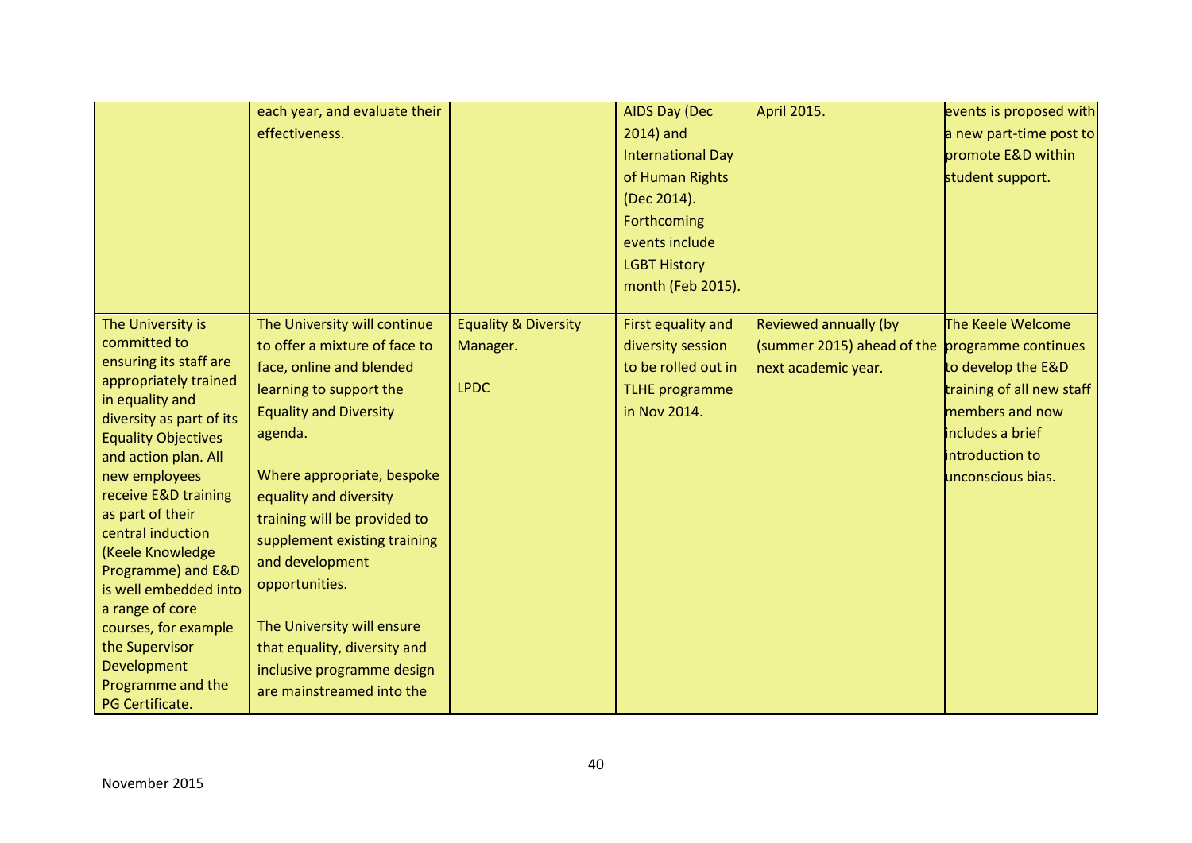| | | | | | |
|---|---|---|---|---|---|
| | each year, and evaluate their effectiveness. | | AIDS Day (Dec 2014) and International Day of Human Rights (Dec 2014). Forthcoming events include LGBT History month (Feb 2015). | April 2015. | events is proposed with a new part-time post to promote E&D within student support. |
| The University is committed to ensuring its staff are appropriately trained in equality and diversity as part of its Equality Objectives and action plan. All new employees receive E&D training as part of their central induction (Keele Knowledge Programme) and E&D is well embedded into a range of core courses, for example the Supervisor Development Programme and the PG Certificate. | The University will continue to offer a mixture of face to face, online and blended learning to support the Equality and Diversity agenda.<br><br>Where appropriate, bespoke equality and diversity training will be provided to supplement existing training and development opportunities.<br><br>The University will ensure that equality, diversity and inclusive programme design are mainstreamed into the | Equality & Diversity Manager.<br><br>LPDC | First equality and diversity session to be rolled out in TLHE programme in Nov 2014. | Reviewed annually (by (summer 2015) ahead of the next academic year. | The Keele Welcome programme continues to develop the E&D training of all new staff members and now includes a brief introduction to unconscious bias. |

November 2015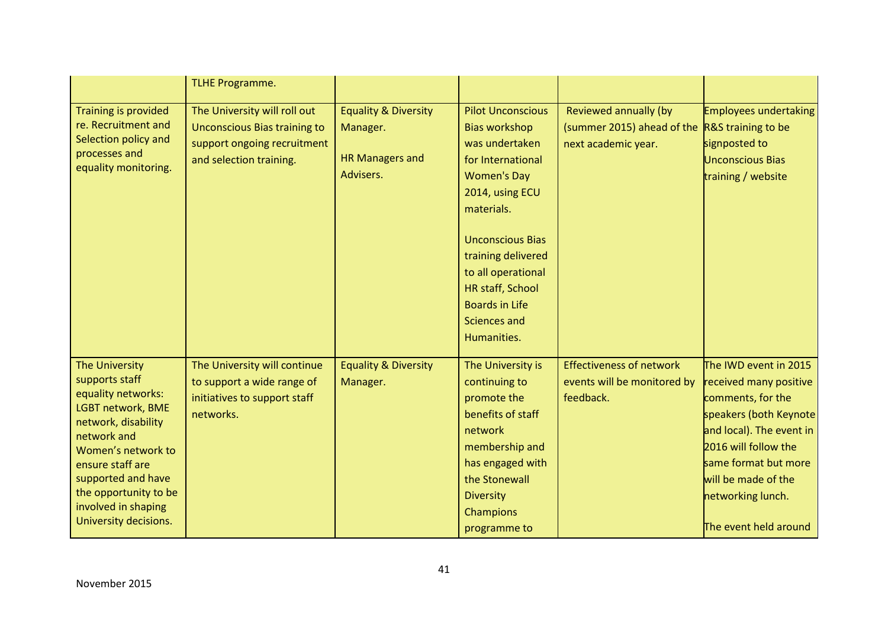| | | | | | |
|---|---|---|---|---|---|
| | TLHE Programme. | | | | |
| Training is provided re. Recruitment and Selection policy and processes and equality monitoring. | The University will roll out Unconscious Bias training to support ongoing recruitment and selection training. | Equality & Diversity Manager.<br><br>HR Managers and Advisers. | Pilot Unconscious Bias workshop was undertaken for International Women's Day 2014, using ECU materials.<br><br>Unconscious Bias training delivered to all operational HR staff, School Boards in Life Sciences and Humanities. | Reviewed annually (by (summer 2015) ahead of the next academic year. | Employees undertaking R&S training to be signposted to Unconscious Bias training / website |
| The University supports staff equality networks: LGBT network, BME network, disability network and Women's network to ensure staff are supported and have the opportunity to be involved in shaping University decisions. | The University will continue to support a wide range of initiatives to support staff networks. | Equality & Diversity Manager. | The University is continuing to promote the benefits of staff network membership and has engaged with the Stonewall Diversity Champions programme to | Effectiveness of network events will be monitored by feedback. | The IWD event in 2015 received many positive comments, for the speakers (both Keynote and local). The event in 2016 will follow the same format but more will be made of the networking lunch.<br><br>The event held around |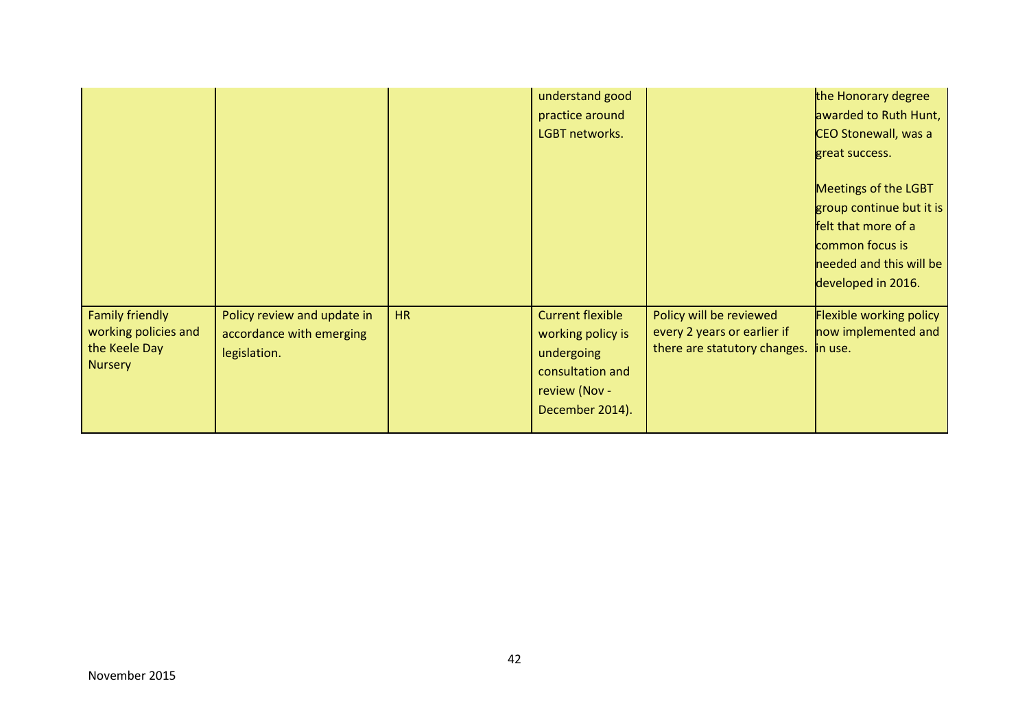| | | | | | |
|---|---|---|---|---|---|
| | | | understand good practice around LGBT networks. | | the Honorary degree awarded to Ruth Hunt, CEO Stonewall, was a great success.<br><br>Meetings of the LGBT group continue but it is felt that more of a common focus is needed and this will be developed in 2016. |
| Family friendly working policies and the Keele Day Nursery | Policy review and update in accordance with emerging legislation. | HR | Current flexible working policy is undergoing consultation and review (Nov - December 2014). | Policy will be reviewed every 2 years or earlier if there are statutory changes. | Flexible working policy now implemented and in use. |

November 2015